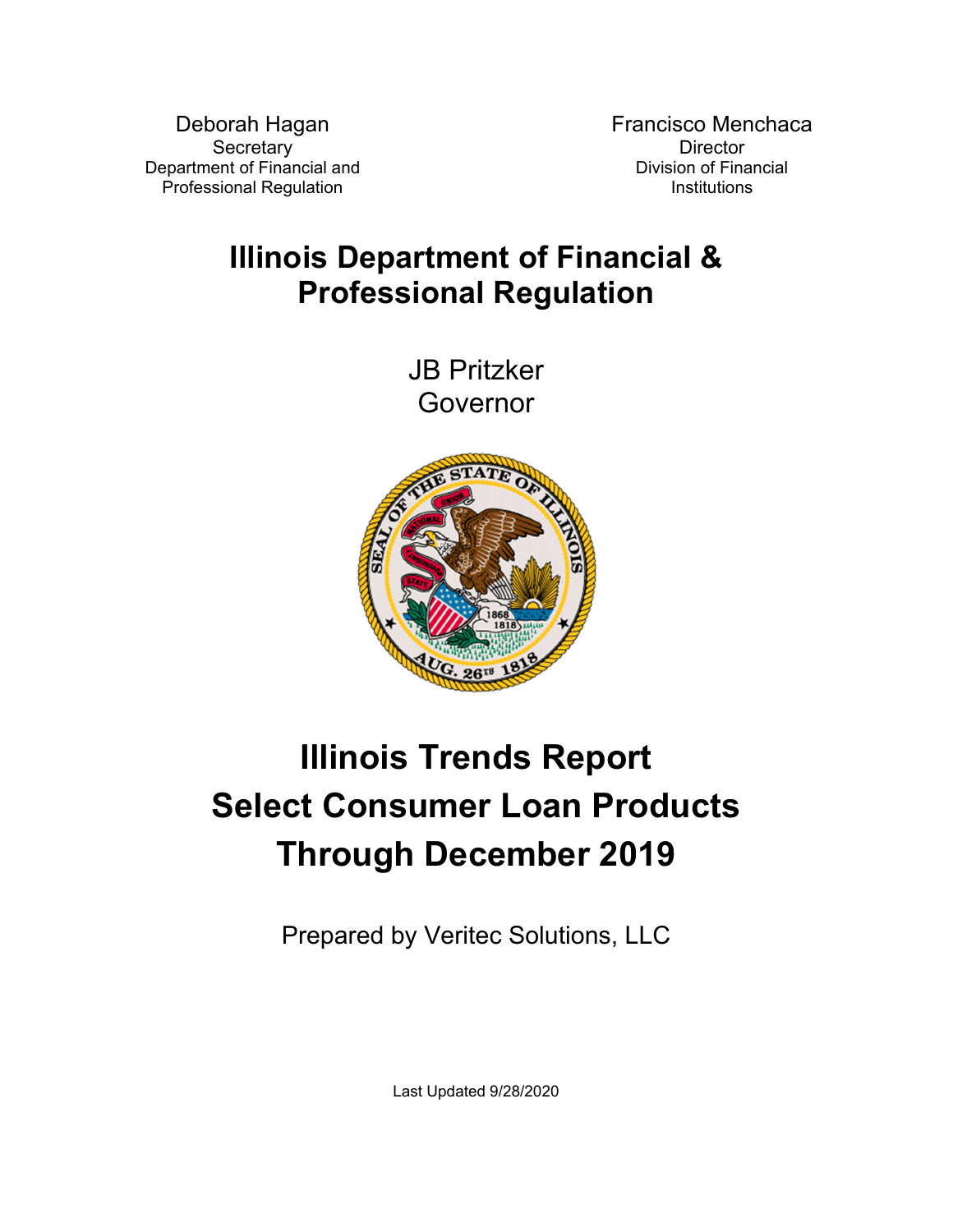Deborah Hagan
Secretary
Department of Financial and Professional Regulation

Francisco Menchaca
Director
Division of Financial Institutions

# Illinois Department of Financial & Professional Regulation

JB Pritzker
Governor

# Illinois Trends Report
# Select Consumer Loan Products
# Through December 2019

Prepared by Veritec Solutions, LLC

Last Updated 9/28/2020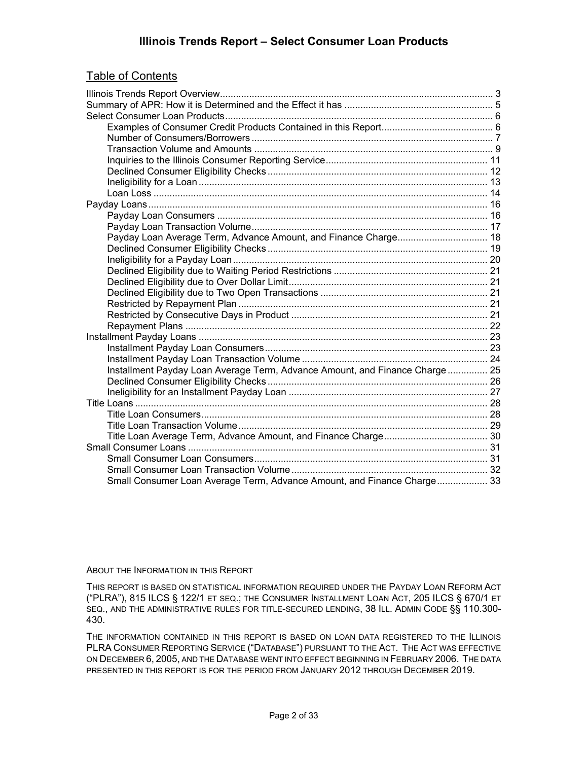# Illinois Trends Report – Select Consumer Loan Products

## Table of Contents

- Illinois Trends Report Overview ..... 3
- Summary of APR: How it is Determined and the Effect it has ..... 5
- Select Consumer Loan Products ..... 6
  - Examples of Consumer Credit Products Contained in this Report ..... 6
  - Number of Consumers/Borrowers ..... 7
  - Transaction Volume and Amounts ..... 9
  - Inquiries to the Illinois Consumer Reporting Service ..... 11
  - Declined Consumer Eligibility Checks ..... 12
  - Ineligibility for a Loan ..... 13
  - Loan Loss ..... 14
- Payday Loans ..... 16
  - Payday Loan Consumers ..... 16
  - Payday Loan Transaction Volume ..... 17
  - Payday Loan Average Term, Advance Amount, and Finance Charge ..... 18
  - Declined Consumer Eligibility Checks ..... 19
  - Ineligibility for a Payday Loan ..... 20
  - Declined Eligibility due to Waiting Period Restrictions ..... 21
  - Declined Eligibility due to Over Dollar Limit ..... 21
  - Declined Eligibility due to Two Open Transactions ..... 21
  - Restricted by Repayment Plan ..... 21
  - Restricted by Consecutive Days in Product ..... 21
  - Repayment Plans ..... 22
- Installment Payday Loans ..... 23
  - Installment Payday Loan Consumers ..... 23
  - Installment Payday Loan Transaction Volume ..... 24
  - Installment Payday Loan Average Term, Advance Amount, and Finance Charge ..... 25
  - Declined Consumer Eligibility Checks ..... 26
  - Ineligibility for an Installment Payday Loan ..... 27
- Title Loans ..... 28
  - Title Loan Consumers ..... 28
  - Title Loan Transaction Volume ..... 29
  - Title Loan Average Term, Advance Amount, and Finance Charge ..... 30
- Small Consumer Loans ..... 31
  - Small Consumer Loan Consumers ..... 31
  - Small Consumer Loan Transaction Volume ..... 32
  - Small Consumer Loan Average Term, Advance Amount, and Finance Charge ..... 33

ABOUT THE INFORMATION IN THIS REPORT

THIS REPORT IS BASED ON STATISTICAL INFORMATION REQUIRED UNDER THE PAYDAY LOAN REFORM ACT ("PLRA"), 815 ILCS § 122/1 ET SEQ.; THE CONSUMER INSTALLMENT LOAN ACT, 205 ILCS § 670/1 ET SEQ., AND THE ADMINISTRATIVE RULES FOR TITLE-SECURED LENDING, 38 ILL. ADMIN CODE §§ 110.300-430.

THE INFORMATION CONTAINED IN THIS REPORT IS BASED ON LOAN DATA REGISTERED TO THE ILLINOIS PLRA CONSUMER REPORTING SERVICE ("DATABASE") PURSUANT TO THE ACT. THE ACT WAS EFFECTIVE ON DECEMBER 6, 2005, AND THE DATABASE WENT INTO EFFECT BEGINNING IN FEBRUARY 2006. THE DATA PRESENTED IN THIS REPORT IS FOR THE PERIOD FROM JANUARY 2012 THROUGH DECEMBER 2019.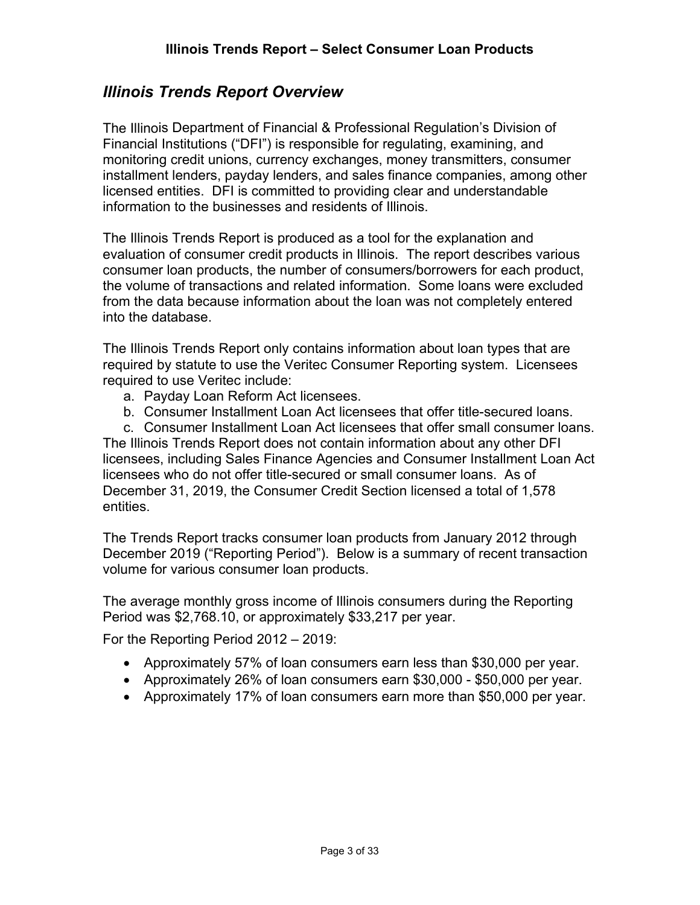## *Illinois Trends Report Overview*

The Illinois Department of Financial & Professional Regulation's Division of Financial Institutions ("DFI") is responsible for regulating, examining, and monitoring credit unions, currency exchanges, money transmitters, consumer installment lenders, payday lenders, and sales finance companies, among other licensed entities. DFI is committed to providing clear and understandable information to the businesses and residents of Illinois.

The Illinois Trends Report is produced as a tool for the explanation and evaluation of consumer credit products in Illinois. The report describes various consumer loan products, the number of consumers/borrowers for each product, the volume of transactions and related information. Some loans were excluded from the data because information about the loan was not completely entered into the database.

The Illinois Trends Report only contains information about loan types that are required by statute to use the Veritec Consumer Reporting system. Licensees required to use Veritec include:

a. Payday Loan Reform Act licensees.
b. Consumer Installment Loan Act licensees that offer title-secured loans.
c. Consumer Installment Loan Act licensees that offer small consumer loans.

The Illinois Trends Report does not contain information about any other DFI licensees, including Sales Finance Agencies and Consumer Installment Loan Act licensees who do not offer title-secured or small consumer loans. As of December 31, 2019, the Consumer Credit Section licensed a total of 1,578 entities.

The Trends Report tracks consumer loan products from January 2012 through December 2019 ("Reporting Period"). Below is a summary of recent transaction volume for various consumer loan products.

The average monthly gross income of Illinois consumers during the Reporting Period was $2,768.10, or approximately $33,217 per year.

For the Reporting Period 2012 – 2019:

- Approximately 57% of loan consumers earn less than $30,000 per year.
- Approximately 26% of loan consumers earn $30,000 - $50,000 per year.
- Approximately 17% of loan consumers earn more than $50,000 per year.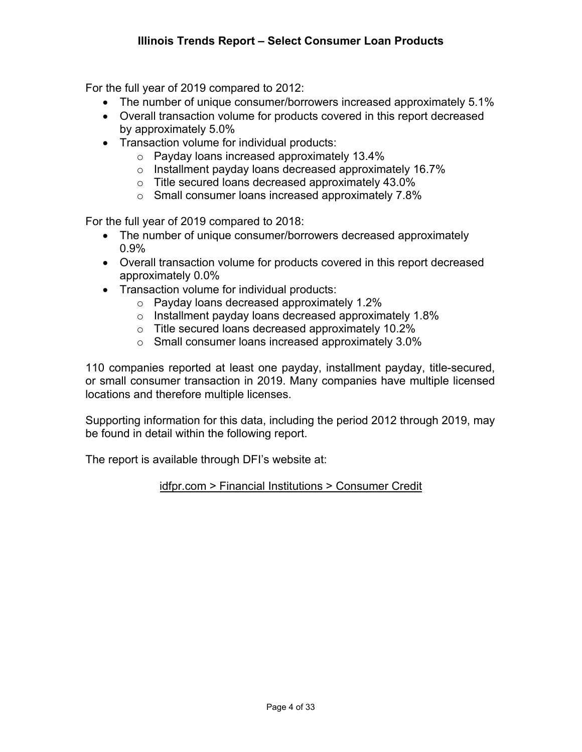For the full year of 2019 compared to 2012:

- The number of unique consumer/borrowers increased approximately 5.1%
- Overall transaction volume for products covered in this report decreased by approximately 5.0%
- Transaction volume for individual products:
  - Payday loans increased approximately 13.4%
  - Installment payday loans decreased approximately 16.7%
  - Title secured loans decreased approximately 43.0%
  - Small consumer loans increased approximately 7.8%

For the full year of 2019 compared to 2018:

- The number of unique consumer/borrowers decreased approximately 0.9%
- Overall transaction volume for products covered in this report decreased approximately 0.0%
- Transaction volume for individual products:
  - Payday loans decreased approximately 1.2%
  - Installment payday loans decreased approximately 1.8%
  - Title secured loans decreased approximately 10.2%
  - Small consumer loans increased approximately 3.0%

110 companies reported at least one payday, installment payday, title-secured, or small consumer transaction in 2019. Many companies have multiple licensed locations and therefore multiple licenses.

Supporting information for this data, including the period 2012 through 2019, may be found in detail within the following report.

The report is available through DFI's website at:

idfpr.com > Financial Institutions > Consumer Credit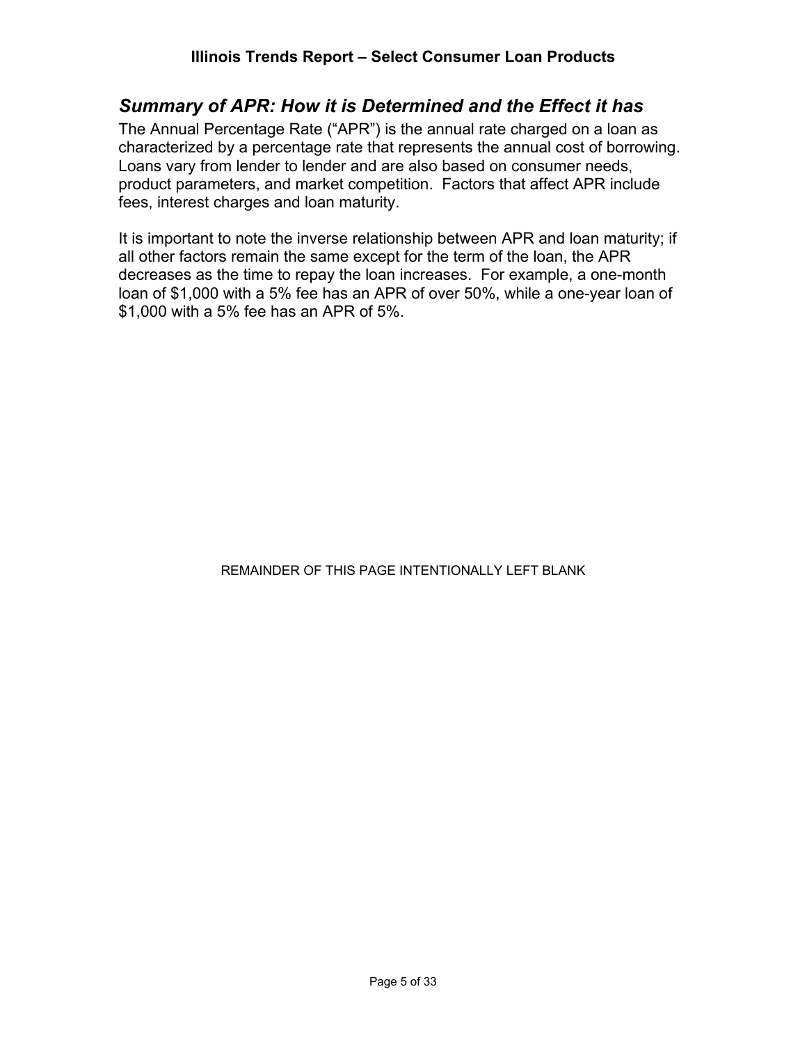## *Summary of APR: How it is Determined and the Effect it has*

The Annual Percentage Rate ("APR") is the annual rate charged on a loan as characterized by a percentage rate that represents the annual cost of borrowing. Loans vary from lender to lender and are also based on consumer needs, product parameters, and market competition. Factors that affect APR include fees, interest charges and loan maturity.

It is important to note the inverse relationship between APR and loan maturity; if all other factors remain the same except for the term of the loan, the APR decreases as the time to repay the loan increases. For example, a one-month loan of $1,000 with a 5% fee has an APR of over 50%, while a one-year loan of $1,000 with a 5% fee has an APR of 5%.

REMAINDER OF THIS PAGE INTENTIONALLY LEFT BLANK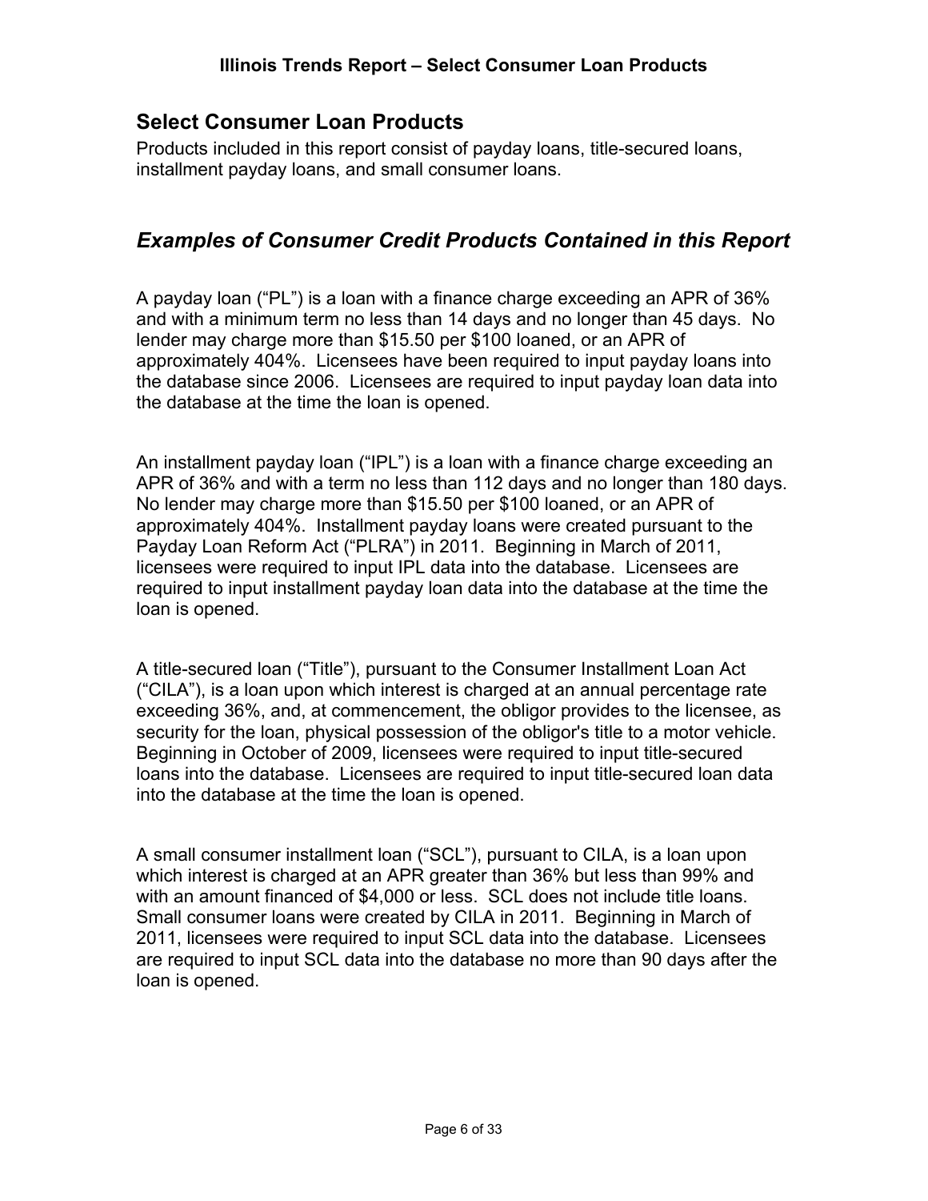## Select Consumer Loan Products

Products included in this report consist of payday loans, title-secured loans, installment payday loans, and small consumer loans.

## *Examples of Consumer Credit Products Contained in this Report*

A payday loan ("PL") is a loan with a finance charge exceeding an APR of 36% and with a minimum term no less than 14 days and no longer than 45 days. No lender may charge more than $15.50 per $100 loaned, or an APR of approximately 404%. Licensees have been required to input payday loans into the database since 2006. Licensees are required to input payday loan data into the database at the time the loan is opened.

An installment payday loan ("IPL") is a loan with a finance charge exceeding an APR of 36% and with a term no less than 112 days and no longer than 180 days. No lender may charge more than $15.50 per $100 loaned, or an APR of approximately 404%. Installment payday loans were created pursuant to the Payday Loan Reform Act ("PLRA") in 2011. Beginning in March of 2011, licensees were required to input IPL data into the database. Licensees are required to input installment payday loan data into the database at the time the loan is opened.

A title-secured loan ("Title"), pursuant to the Consumer Installment Loan Act ("CILA"), is a loan upon which interest is charged at an annual percentage rate exceeding 36%, and, at commencement, the obligor provides to the licensee, as security for the loan, physical possession of the obligor's title to a motor vehicle. Beginning in October of 2009, licensees were required to input title-secured loans into the database. Licensees are required to input title-secured loan data into the database at the time the loan is opened.

A small consumer installment loan ("SCL"), pursuant to CILA, is a loan upon which interest is charged at an APR greater than 36% but less than 99% and with an amount financed of $4,000 or less. SCL does not include title loans. Small consumer loans were created by CILA in 2011. Beginning in March of 2011, licensees were required to input SCL data into the database. Licensees are required to input SCL data into the database no more than 90 days after the loan is opened.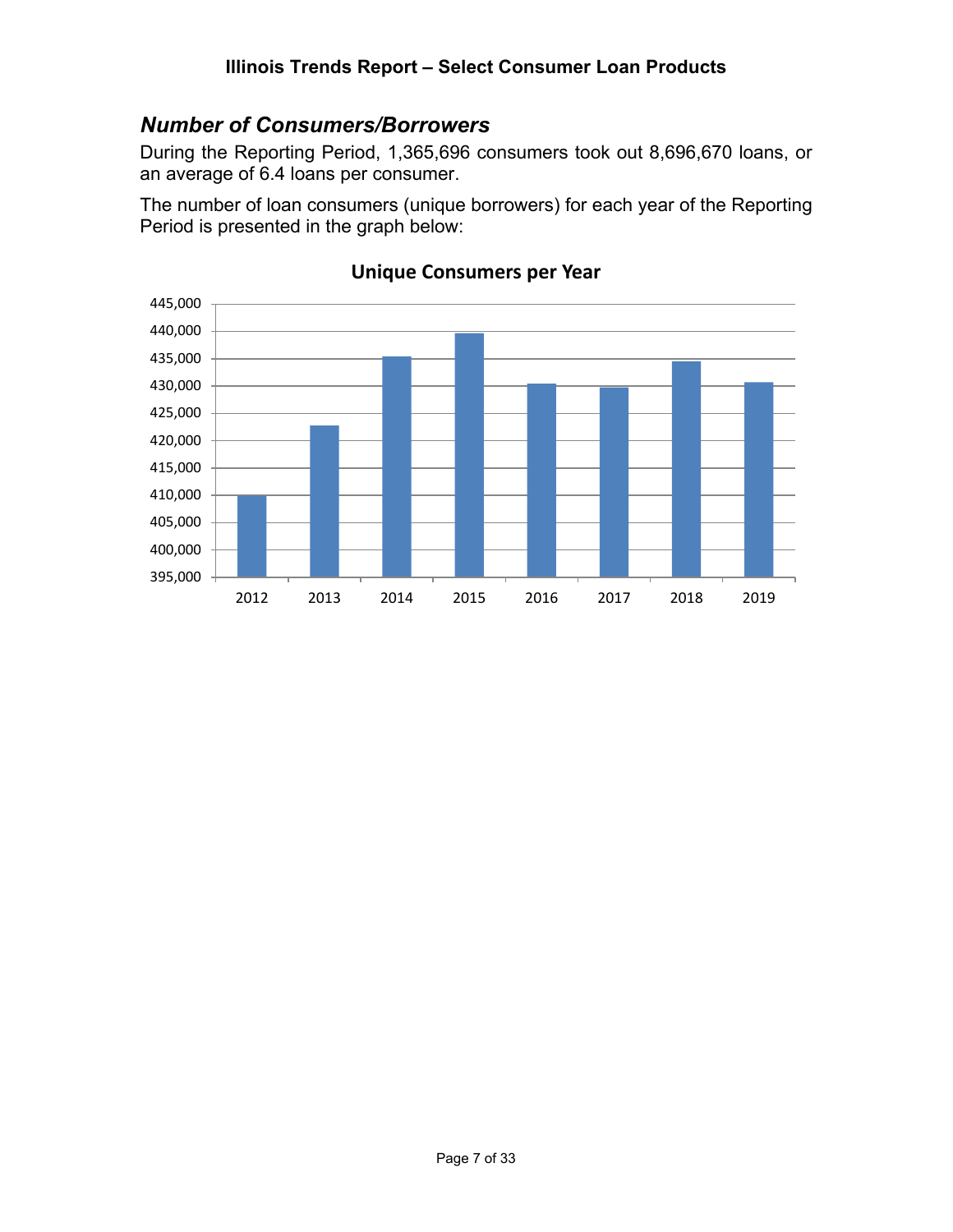## *Number of Consumers/Borrowers*

During the Reporting Period, 1,365,696 consumers took out 8,696,670 loans, or an average of 6.4 loans per consumer.

The number of loan consumers (unique borrowers) for each year of the Reporting Period is presented in the graph below:

**Unique Consumers per Year**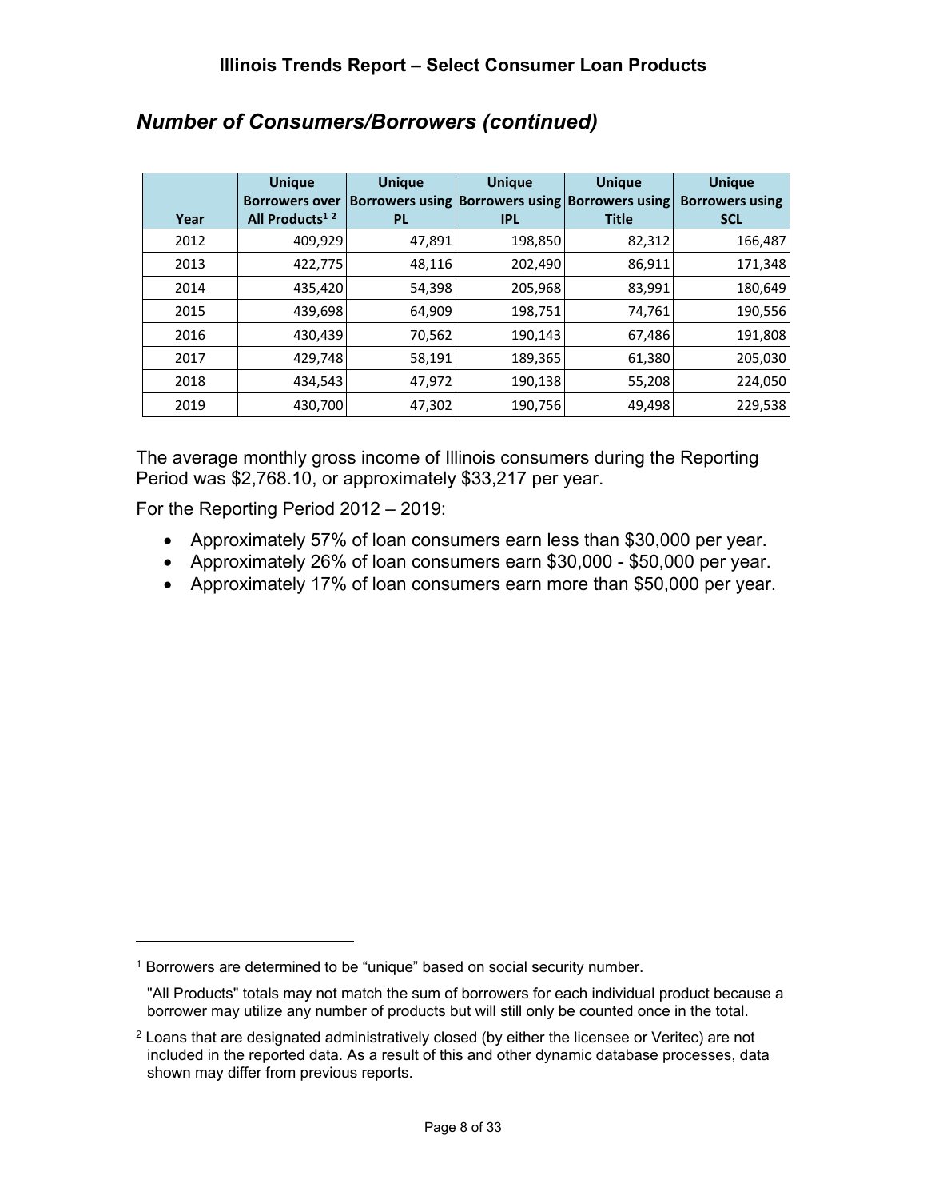## *Number of Consumers/Borrowers (continued)*

| Year | Unique Borrowers over All Products[1 2] | Unique Borrowers using PL | Unique Borrowers using IPL | Unique Borrowers using Title | Unique Borrowers using SCL |
|---|---|---|---|---|---|
| 2012 | 409,929 | 47,891 | 198,850 | 82,312 | 166,487 |
| 2013 | 422,775 | 48,116 | 202,490 | 86,911 | 171,348 |
| 2014 | 435,420 | 54,398 | 205,968 | 83,991 | 180,649 |
| 2015 | 439,698 | 64,909 | 198,751 | 74,761 | 190,556 |
| 2016 | 430,439 | 70,562 | 190,143 | 67,486 | 191,808 |
| 2017 | 429,748 | 58,191 | 189,365 | 61,380 | 205,030 |
| 2018 | 434,543 | 47,972 | 190,138 | 55,208 | 224,050 |
| 2019 | 430,700 | 47,302 | 190,756 | 49,498 | 229,538 |

The average monthly gross income of Illinois consumers during the Reporting Period was $2,768.10, or approximately $33,217 per year.

For the Reporting Period 2012 – 2019:

- Approximately 57% of loan consumers earn less than $30,000 per year.
- Approximately 26% of loan consumers earn $30,000 - $50,000 per year.
- Approximately 17% of loan consumers earn more than $50,000 per year.

---

[1] Borrowers are determined to be "unique" based on social security number.

"All Products" totals may not match the sum of borrowers for each individual product because a borrower may utilize any number of products but will still only be counted once in the total.

[2] Loans that are designated administratively closed (by either the licensee or Veritec) are not included in the reported data. As a result of this and other dynamic database processes, data shown may differ from previous reports.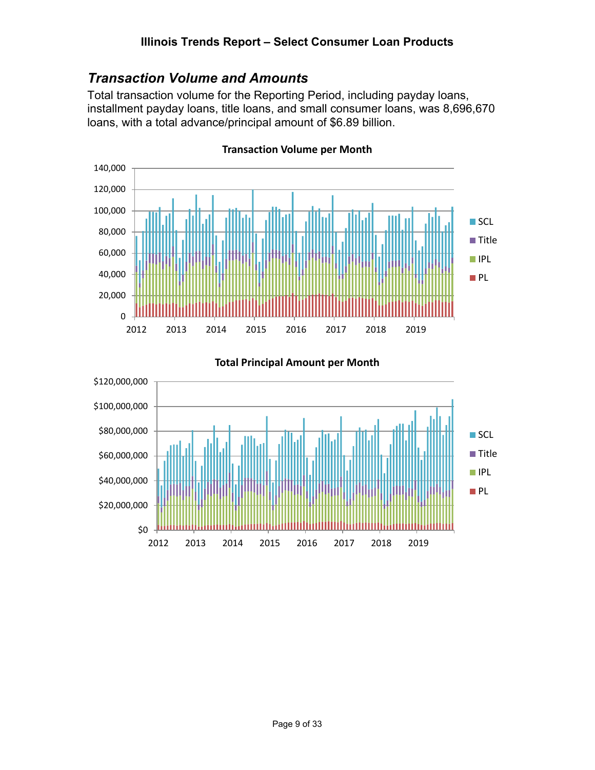## *Transaction Volume and Amounts*

Total transaction volume for the Reporting Period, including payday loans, installment payday loans, title loans, and small consumer loans, was 8,696,670 loans, with a total advance/principal amount of $6.89 billion.

**Transaction Volume per Month**

**Total Principal Amount per Month**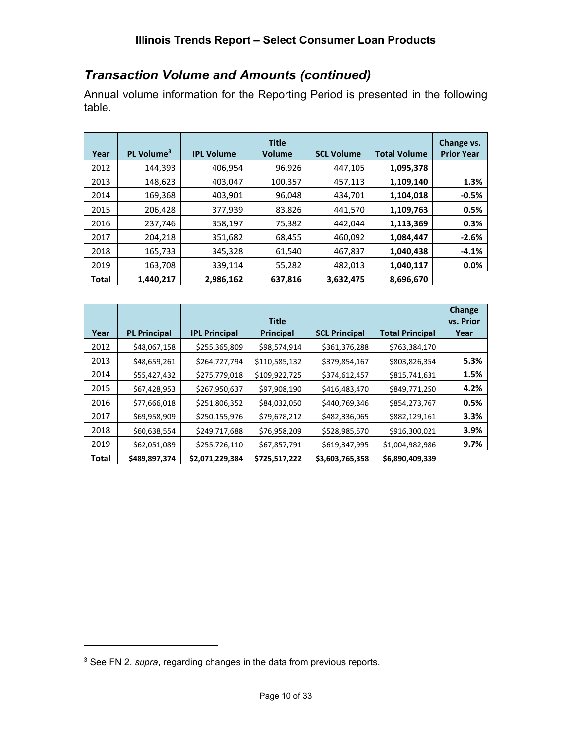## *Transaction Volume and Amounts (continued)*

Annual volume information for the Reporting Period is presented in the following table.

| Year | PL Volume[3] | IPL Volume | Title Volume | SCL Volume | Total Volume | Change vs. Prior Year |
|---|---|---|---|---|---|---|
| 2012 | 144,393 | 406,954 | 96,926 | 447,105 | **1,095,378** | |
| 2013 | 148,623 | 403,047 | 100,357 | 457,113 | **1,109,140** | **1.3%** |
| 2014 | 169,368 | 403,901 | 96,048 | 434,701 | **1,104,018** | **-0.5%** |
| 2015 | 206,428 | 377,939 | 83,826 | 441,570 | **1,109,763** | **0.5%** |
| 2016 | 237,746 | 358,197 | 75,382 | 442,044 | **1,113,369** | **0.3%** |
| 2017 | 204,218 | 351,682 | 68,455 | 460,092 | **1,084,447** | **-2.6%** |
| 2018 | 165,733 | 345,328 | 61,540 | 467,837 | **1,040,438** | **-4.1%** |
| 2019 | 163,708 | 339,114 | 55,282 | 482,013 | **1,040,117** | **0.0%** |
| **Total** | **1,440,217** | **2,986,162** | **637,816** | **3,632,475** | **8,696,670** | |

| Year | PL Principal | IPL Principal | Title Principal | SCL Principal | Total Principal | Change vs. Prior Year |
|---|---|---|---|---|---|---|
| 2012 | $48,067,158 | $255,365,809 | $98,574,914 | $361,376,288 | $763,384,170 | |
| 2013 | $48,659,261 | $264,727,794 | $110,585,132 | $379,854,167 | $803,826,354 | **5.3%** |
| 2014 | $55,427,432 | $275,779,018 | $109,922,725 | $374,612,457 | $815,741,631 | **1.5%** |
| 2015 | $67,428,953 | $267,950,637 | $97,908,190 | $416,483,470 | $849,771,250 | **4.2%** |
| 2016 | $77,666,018 | $251,806,352 | $84,032,050 | $440,769,346 | $854,273,767 | **0.5%** |
| 2017 | $69,958,909 | $250,155,976 | $79,678,212 | $482,336,065 | $882,129,161 | **3.3%** |
| 2018 | $60,638,554 | $249,717,688 | $76,958,209 | $528,985,570 | $916,300,021 | **3.9%** |
| 2019 | $62,051,089 | $255,726,110 | $67,857,791 | $619,347,995 | $1,004,982,986 | **9.7%** |
| **Total** | **$489,897,374** | **$2,071,229,384** | **$725,517,222** | **$3,603,765,358** | **$6,890,409,339** | |

[3] See FN 2, *supra*, regarding changes in the data from previous reports.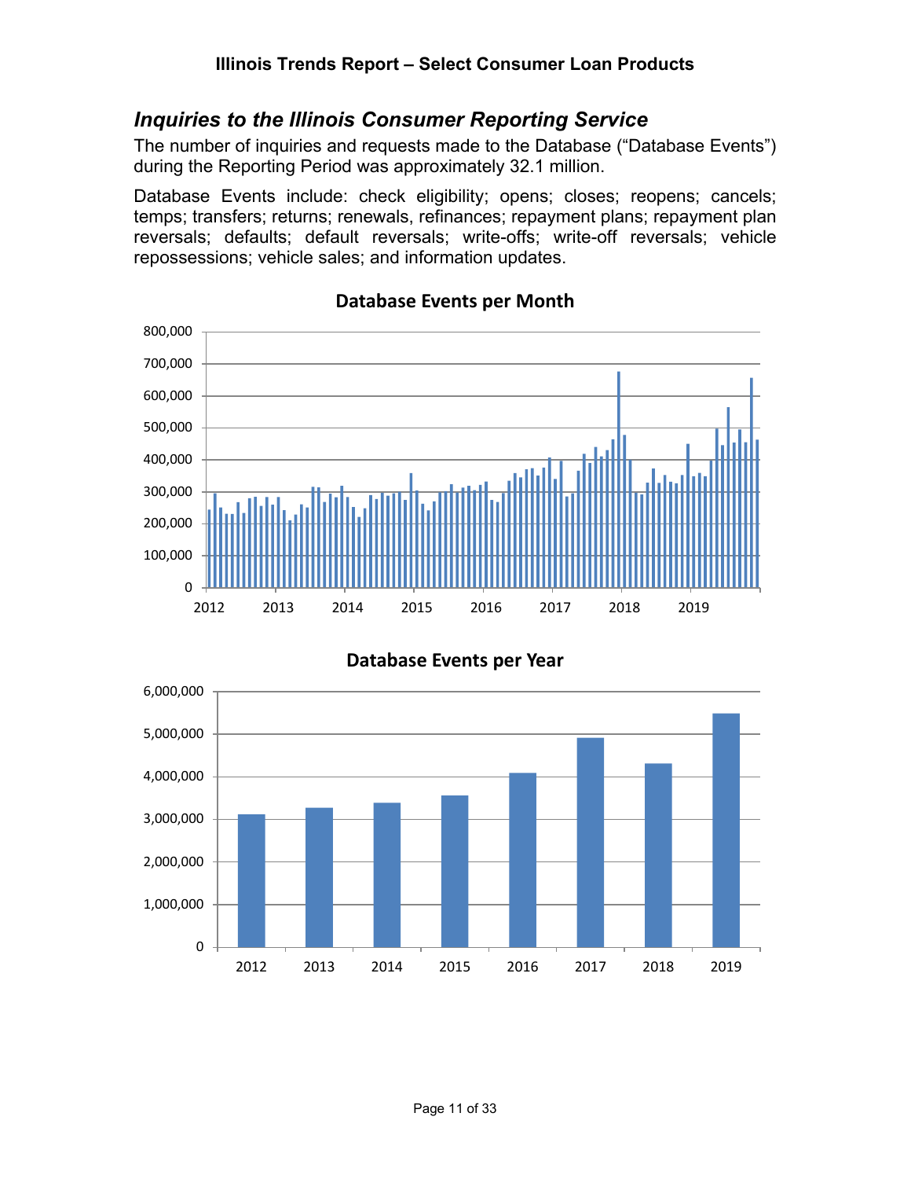## *Inquiries to the Illinois Consumer Reporting Service*

The number of inquiries and requests made to the Database ("Database Events") during the Reporting Period was approximately 32.1 million.

Database Events include: check eligibility; opens; closes; reopens; cancels; temps; transfers; returns; renewals, refinances; repayment plans; repayment plan reversals; defaults; default reversals; write-offs; write-off reversals; vehicle repossessions; vehicle sales; and information updates.

**Database Events per Month**

**Database Events per Year**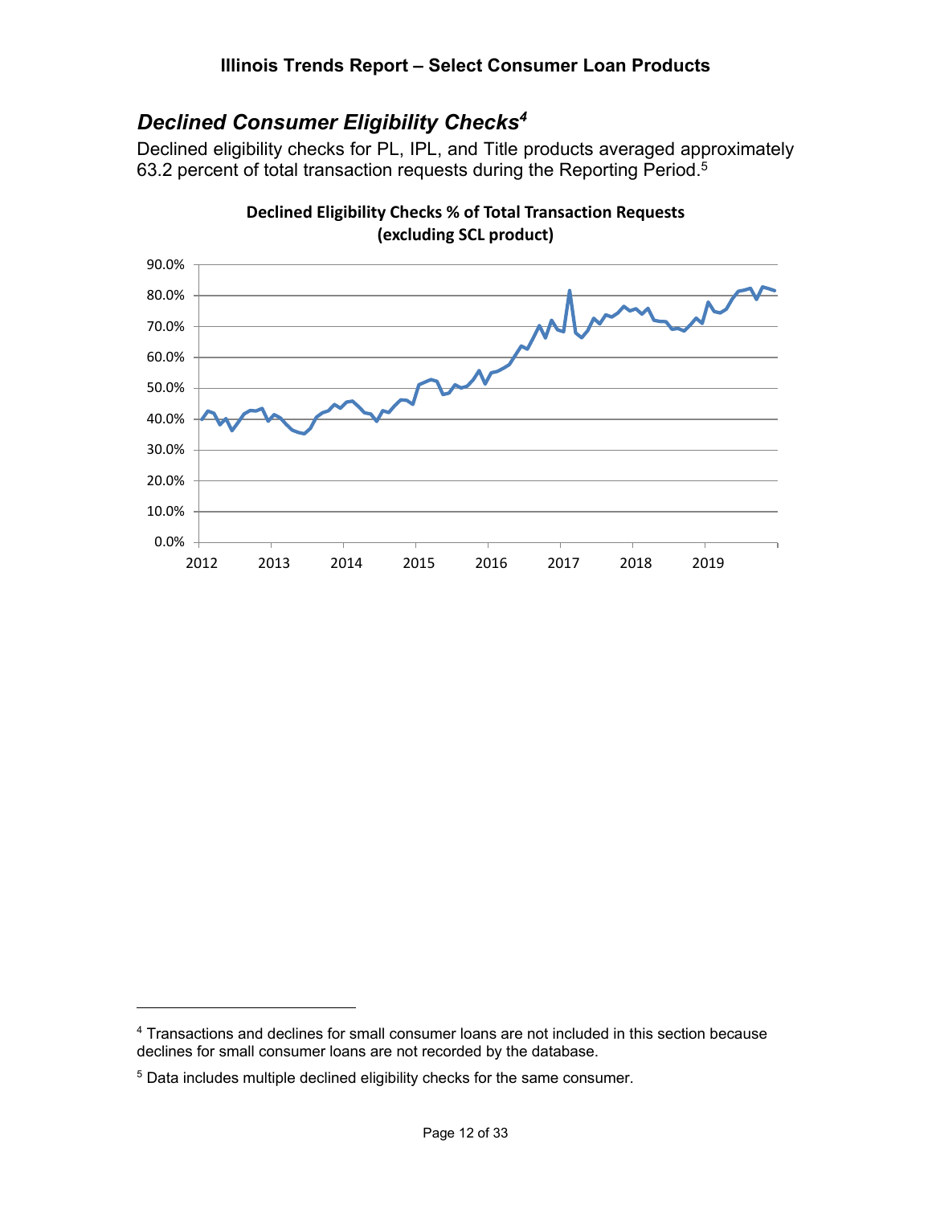## *Declined Consumer Eligibility Checks*[4]

Declined eligibility checks for PL, IPL, and Title products averaged approximately 63.2 percent of total transaction requests during the Reporting Period.[5]

**Declined Eligibility Checks % of Total Transaction Requests (excluding SCL product)**

---

[4] Transactions and declines for small consumer loans are not included in this section because declines for small consumer loans are not recorded by the database.

[5] Data includes multiple declined eligibility checks for the same consumer.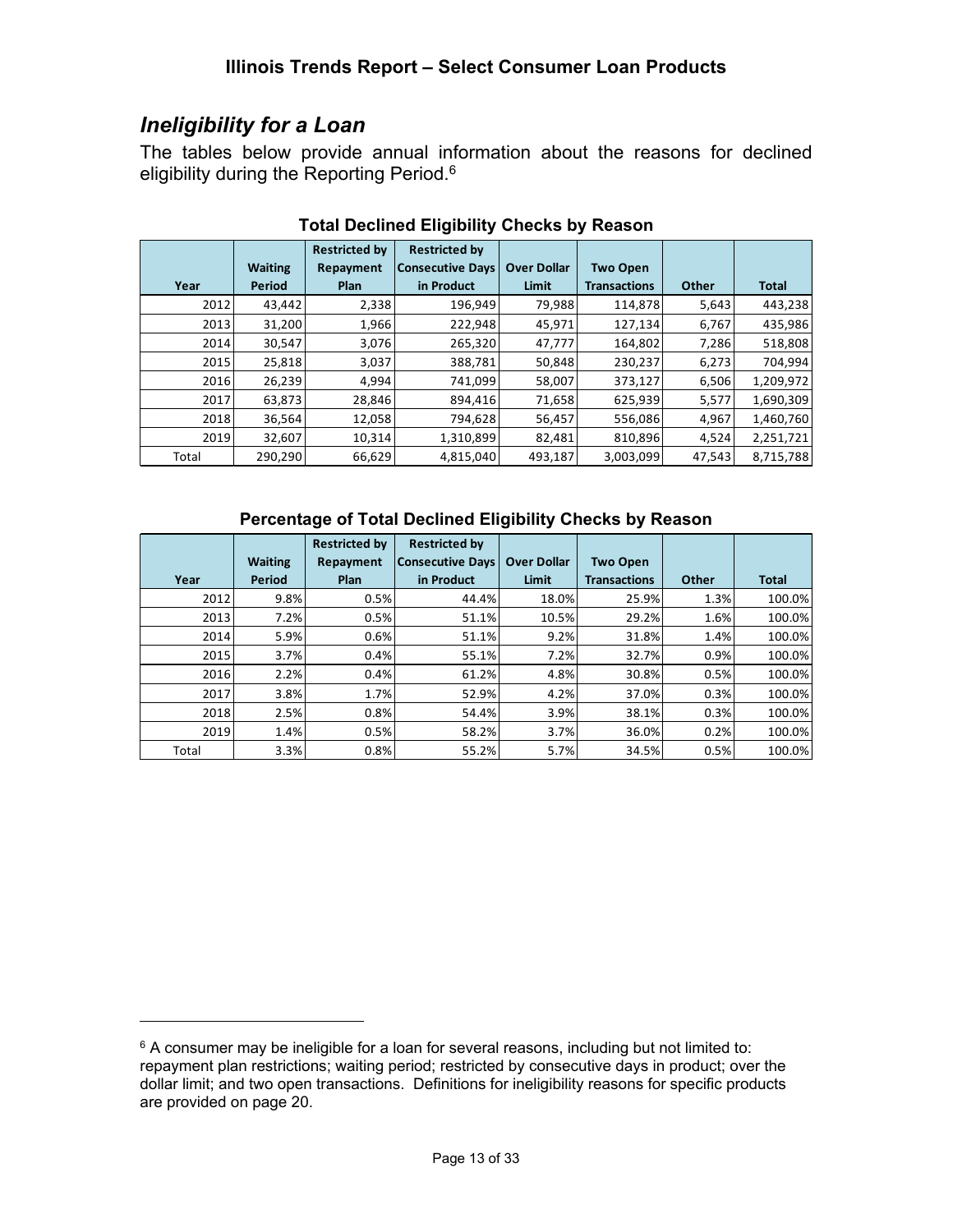## *Ineligibility for a Loan*

The tables below provide annual information about the reasons for declined eligibility during the Reporting Period.[6]

**Total Declined Eligibility Checks by Reason**

| Year | Waiting Period | Restricted by Repayment Plan | Restricted by Consecutive Days in Product | Over Dollar Limit | Two Open Transactions | Other | Total |
|---|---|---|---|---|---|---|---|
| 2012 | 43,442 | 2,338 | 196,949 | 79,988 | 114,878 | 5,643 | 443,238 |
| 2013 | 31,200 | 1,966 | 222,948 | 45,971 | 127,134 | 6,767 | 435,986 |
| 2014 | 30,547 | 3,076 | 265,320 | 47,777 | 164,802 | 7,286 | 518,808 |
| 2015 | 25,818 | 3,037 | 388,781 | 50,848 | 230,237 | 6,273 | 704,994 |
| 2016 | 26,239 | 4,994 | 741,099 | 58,007 | 373,127 | 6,506 | 1,209,972 |
| 2017 | 63,873 | 28,846 | 894,416 | 71,658 | 625,939 | 5,577 | 1,690,309 |
| 2018 | 36,564 | 12,058 | 794,628 | 56,457 | 556,086 | 4,967 | 1,460,760 |
| 2019 | 32,607 | 10,314 | 1,310,899 | 82,481 | 810,896 | 4,524 | 2,251,721 |
| Total | 290,290 | 66,629 | 4,815,040 | 493,187 | 3,003,099 | 47,543 | 8,715,788 |

**Percentage of Total Declined Eligibility Checks by Reason**

| Year | Waiting Period | Restricted by Repayment Plan | Restricted by Consecutive Days in Product | Over Dollar Limit | Two Open Transactions | Other | Total |
|---|---|---|---|---|---|---|---|
| 2012 | 9.8% | 0.5% | 44.4% | 18.0% | 25.9% | 1.3% | 100.0% |
| 2013 | 7.2% | 0.5% | 51.1% | 10.5% | 29.2% | 1.6% | 100.0% |
| 2014 | 5.9% | 0.6% | 51.1% | 9.2% | 31.8% | 1.4% | 100.0% |
| 2015 | 3.7% | 0.4% | 55.1% | 7.2% | 32.7% | 0.9% | 100.0% |
| 2016 | 2.2% | 0.4% | 61.2% | 4.8% | 30.8% | 0.5% | 100.0% |
| 2017 | 3.8% | 1.7% | 52.9% | 4.2% | 37.0% | 0.3% | 100.0% |
| 2018 | 2.5% | 0.8% | 54.4% | 3.9% | 38.1% | 0.3% | 100.0% |
| 2019 | 1.4% | 0.5% | 58.2% | 3.7% | 36.0% | 0.2% | 100.0% |
| Total | 3.3% | 0.8% | 55.2% | 5.7% | 34.5% | 0.5% | 100.0% |

[6] A consumer may be ineligible for a loan for several reasons, including but not limited to: repayment plan restrictions; waiting period; restricted by consecutive days in product; over the dollar limit; and two open transactions. Definitions for ineligibility reasons for specific products are provided on page 20.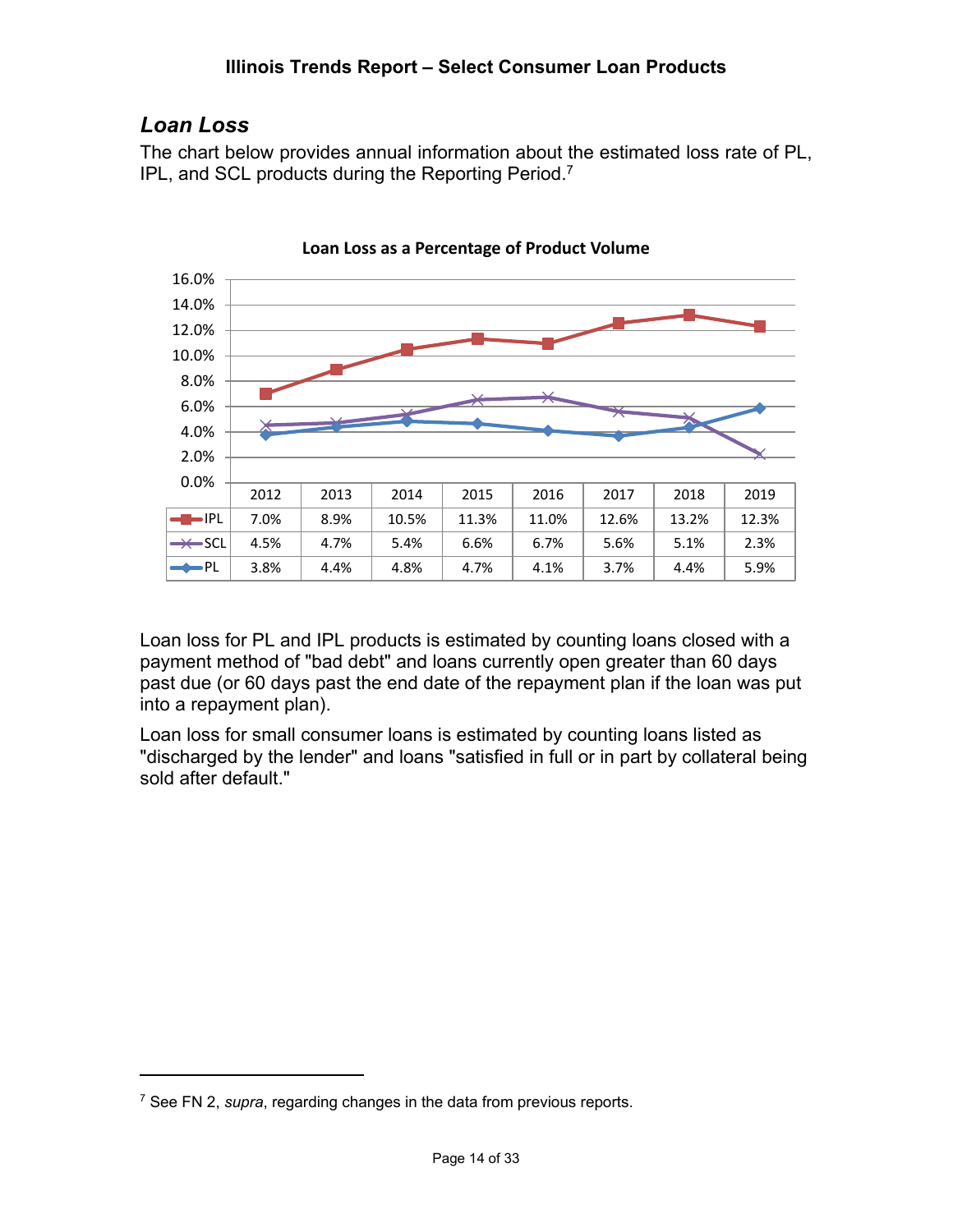## *Loan Loss*

The chart below provides annual information about the estimated loss rate of PL, IPL, and SCL products during the Reporting Period.[7]

**Loan Loss as a Percentage of Product Volume**

| | 2012 | 2013 | 2014 | 2015 | 2016 | 2017 | 2018 | 2019 |
|---|---|---|---|---|---|---|---|---|
| IPL | 7.0% | 8.9% | 10.5% | 11.3% | 11.0% | 12.6% | 13.2% | 12.3% |
| SCL | 4.5% | 4.7% | 5.4% | 6.6% | 6.7% | 5.6% | 5.1% | 2.3% |
| PL | 3.8% | 4.4% | 4.8% | 4.7% | 4.1% | 3.7% | 4.4% | 5.9% |

Loan loss for PL and IPL products is estimated by counting loans closed with a payment method of "bad debt" and loans currently open greater than 60 days past due (or 60 days past the end date of the repayment plan if the loan was put into a repayment plan).

Loan loss for small consumer loans is estimated by counting loans listed as "discharged by the lender" and loans "satisfied in full or in part by collateral being sold after default."

---

[7] See FN 2, *supra*, regarding changes in the data from previous reports.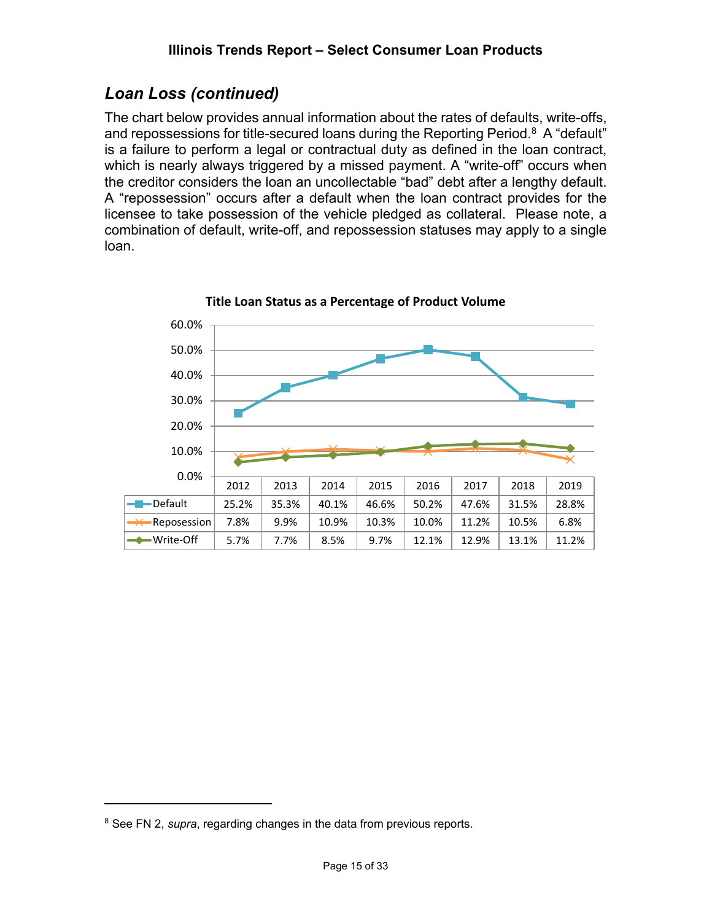## *Loan Loss (continued)*

The chart below provides annual information about the rates of defaults, write-offs, and repossessions for title-secured loans during the Reporting Period.[8] A "default" is a failure to perform a legal or contractual duty as defined in the loan contract, which is nearly always triggered by a missed payment. A "write-off" occurs when the creditor considers the loan an uncollectable "bad" debt after a lengthy default. A "repossession" occurs after a default when the loan contract provides for the licensee to take possession of the vehicle pledged as collateral. Please note, a combination of default, write-off, and repossession statuses may apply to a single loan.

**Title Loan Status as a Percentage of Product Volume**

| | 2012 | 2013 | 2014 | 2015 | 2016 | 2017 | 2018 | 2019 |
|---|---|---|---|---|---|---|---|---|
| Default | 25.2% | 35.3% | 40.1% | 46.6% | 50.2% | 47.6% | 31.5% | 28.8% |
| Reposession | 7.8% | 9.9% | 10.9% | 10.3% | 10.0% | 11.2% | 10.5% | 6.8% |
| Write-Off | 5.7% | 7.7% | 8.5% | 9.7% | 12.1% | 12.9% | 13.1% | 11.2% |

[8] See FN 2, *supra*, regarding changes in the data from previous reports.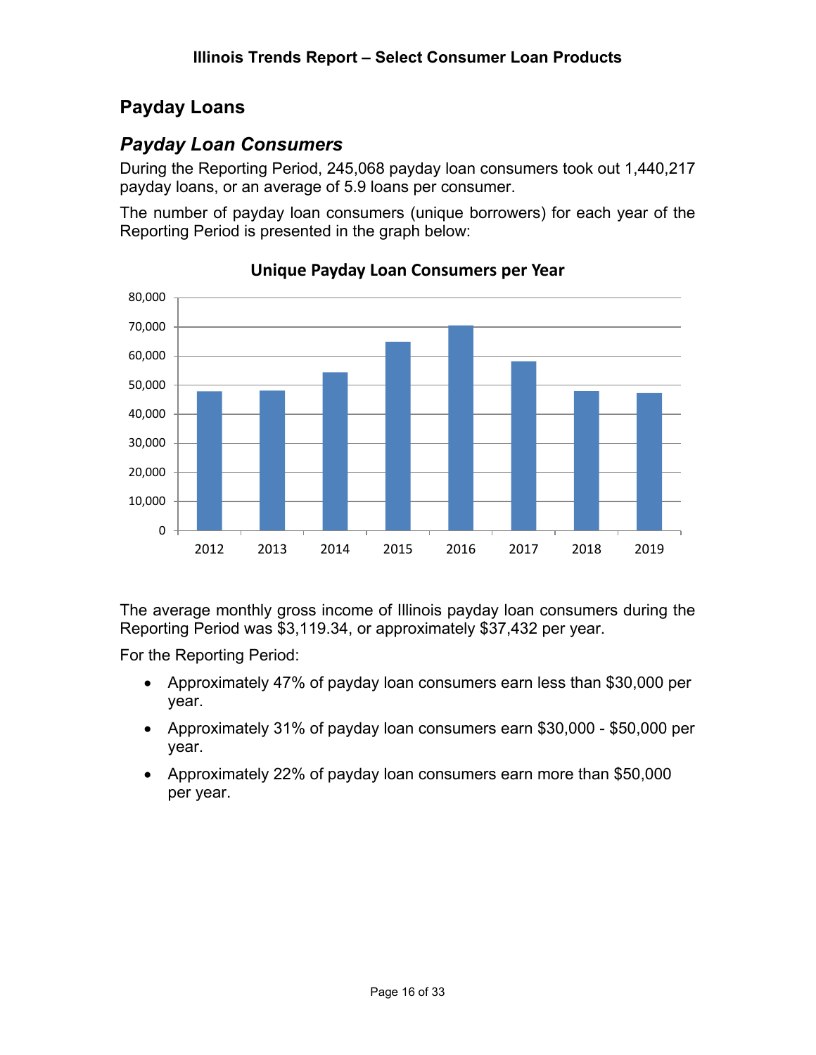## Payday Loans

### *Payday Loan Consumers*

During the Reporting Period, 245,068 payday loan consumers took out 1,440,217 payday loans, or an average of 5.9 loans per consumer.

The number of payday loan consumers (unique borrowers) for each year of the Reporting Period is presented in the graph below:

**Unique Payday Loan Consumers per Year**

The average monthly gross income of Illinois payday loan consumers during the Reporting Period was $3,119.34, or approximately $37,432 per year.

For the Reporting Period:

- Approximately 47% of payday loan consumers earn less than $30,000 per year.
- Approximately 31% of payday loan consumers earn $30,000 - $50,000 per year.
- Approximately 22% of payday loan consumers earn more than $50,000 per year.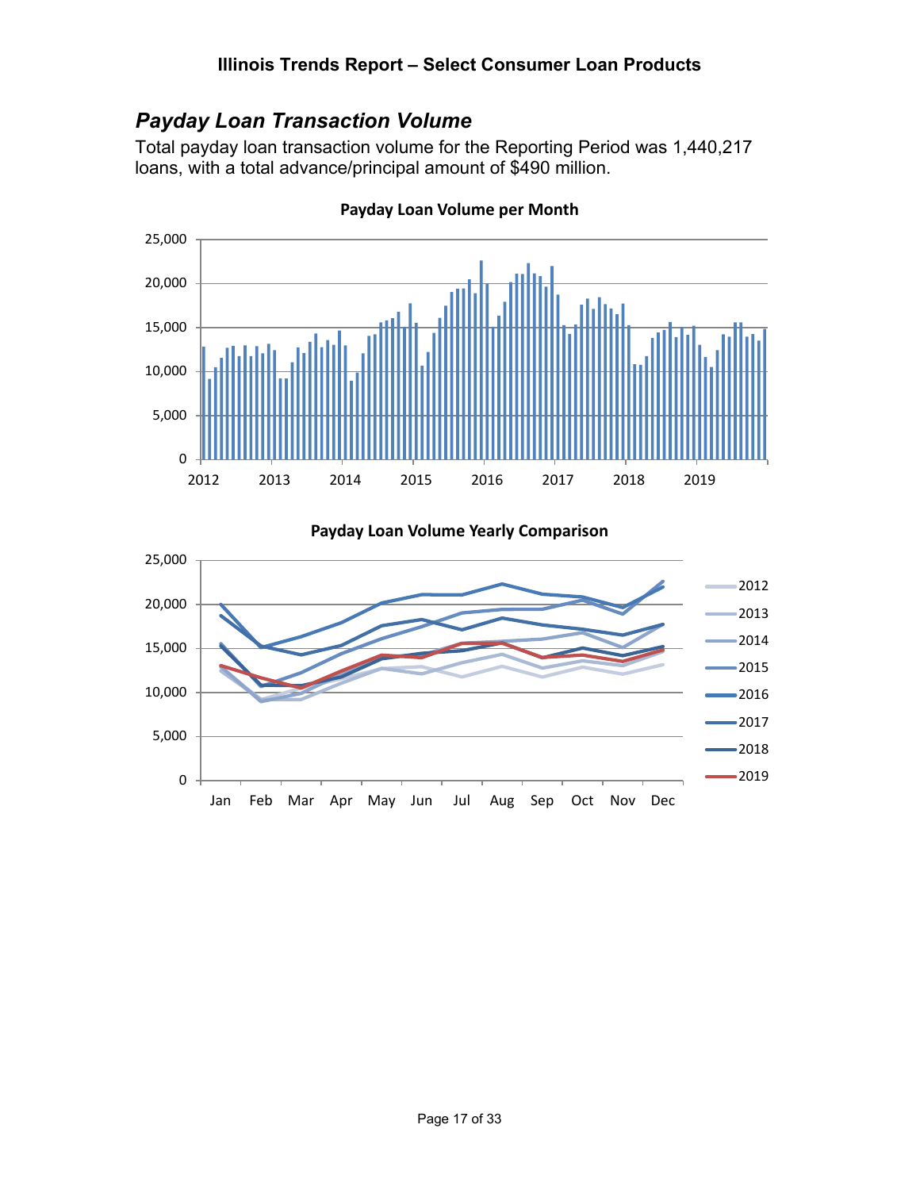## *Payday Loan Transaction Volume*

Total payday loan transaction volume for the Reporting Period was 1,440,217 loans, with a total advance/principal amount of $490 million.

**Payday Loan Volume per Month**

**Payday Loan Volume Yearly Comparison**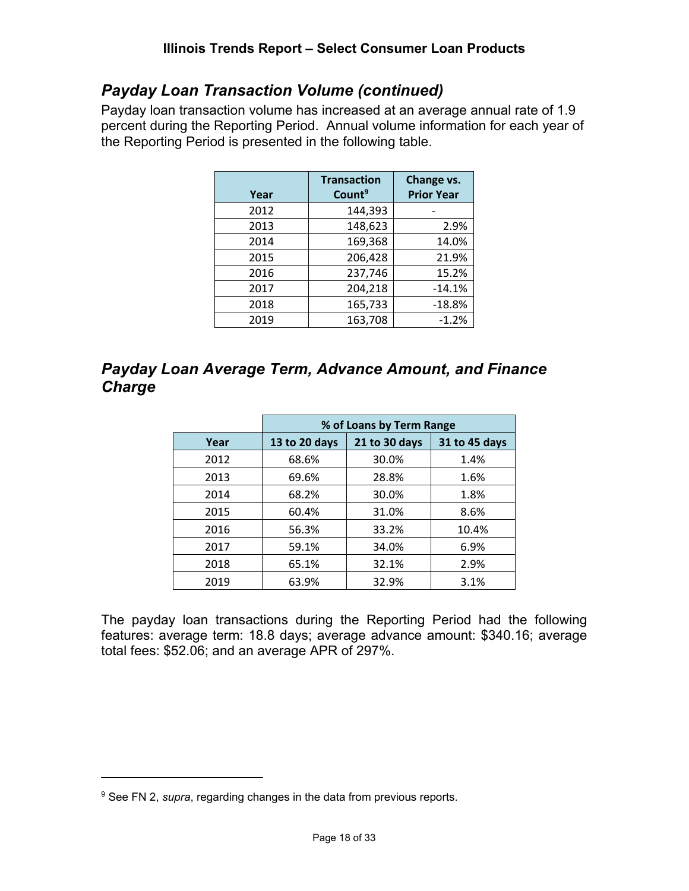## *Payday Loan Transaction Volume (continued)*

Payday loan transaction volume has increased at an average annual rate of 1.9 percent during the Reporting Period. Annual volume information for each year of the Reporting Period is presented in the following table.

| Year | Transaction Count[9] | Change vs. Prior Year |
|---|---|---|
| 2012 | 144,393 | - |
| 2013 | 148,623 | 2.9% |
| 2014 | 169,368 | 14.0% |
| 2015 | 206,428 | 21.9% |
| 2016 | 237,746 | 15.2% |
| 2017 | 204,218 | -14.1% |
| 2018 | 165,733 | -18.8% |
| 2019 | 163,708 | -1.2% |

## *Payday Loan Average Term, Advance Amount, and Finance Charge*

| | % of Loans by Term Range | | |
|---|---|---|---|
| Year | 13 to 20 days | 21 to 30 days | 31 to 45 days |
| 2012 | 68.6% | 30.0% | 1.4% |
| 2013 | 69.6% | 28.8% | 1.6% |
| 2014 | 68.2% | 30.0% | 1.8% |
| 2015 | 60.4% | 31.0% | 8.6% |
| 2016 | 56.3% | 33.2% | 10.4% |
| 2017 | 59.1% | 34.0% | 6.9% |
| 2018 | 65.1% | 32.1% | 2.9% |
| 2019 | 63.9% | 32.9% | 3.1% |

The payday loan transactions during the Reporting Period had the following features: average term: 18.8 days; average advance amount: $340.16; average total fees: $52.06; and an average APR of 297%.

---

[9] See FN 2, *supra*, regarding changes in the data from previous reports.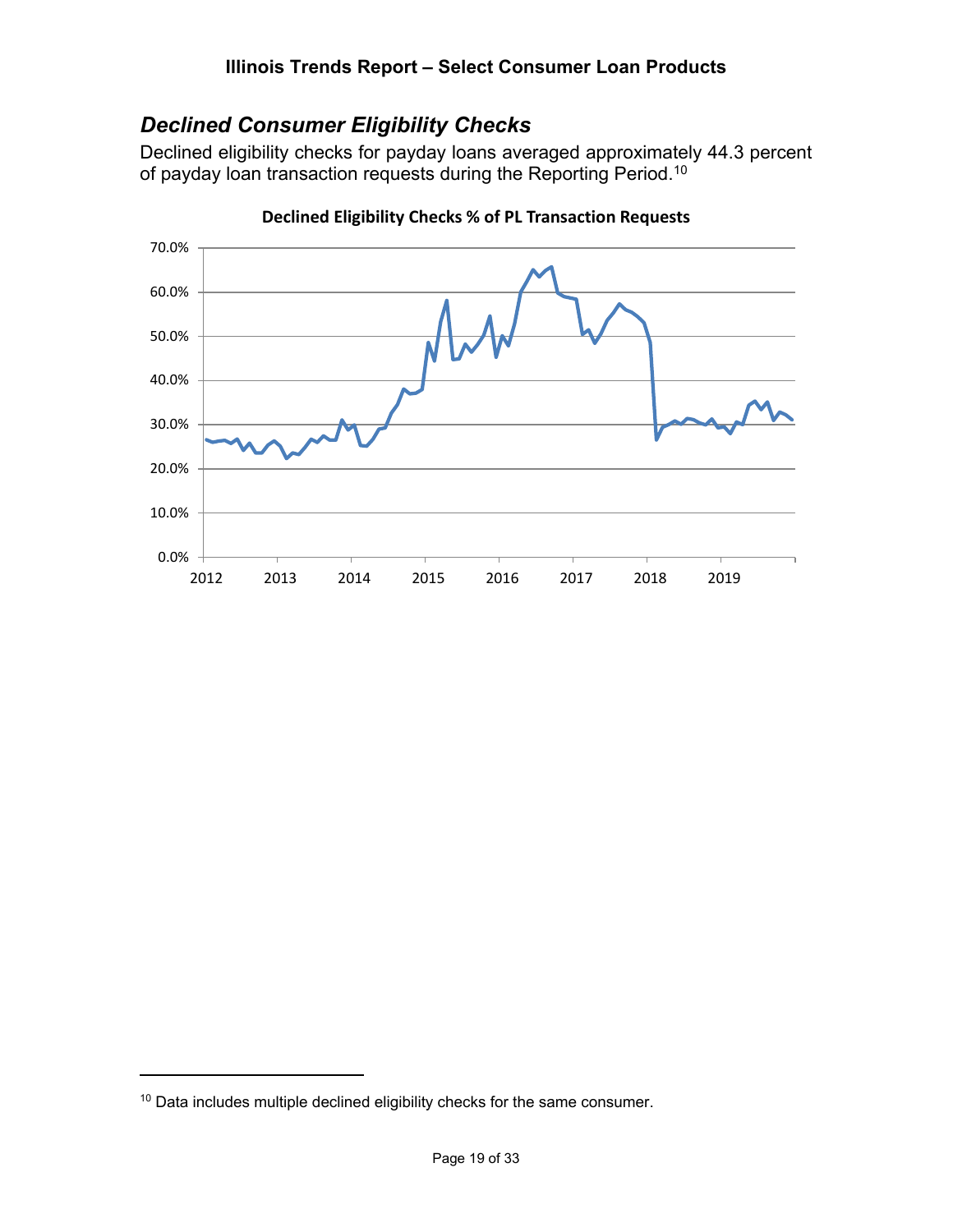## *Declined Consumer Eligibility Checks*

Declined eligibility checks for payday loans averaged approximately 44.3 percent of payday loan transaction requests during the Reporting Period.[10]

**Declined Eligibility Checks % of PL Transaction Requests**

[10] Data includes multiple declined eligibility checks for the same consumer.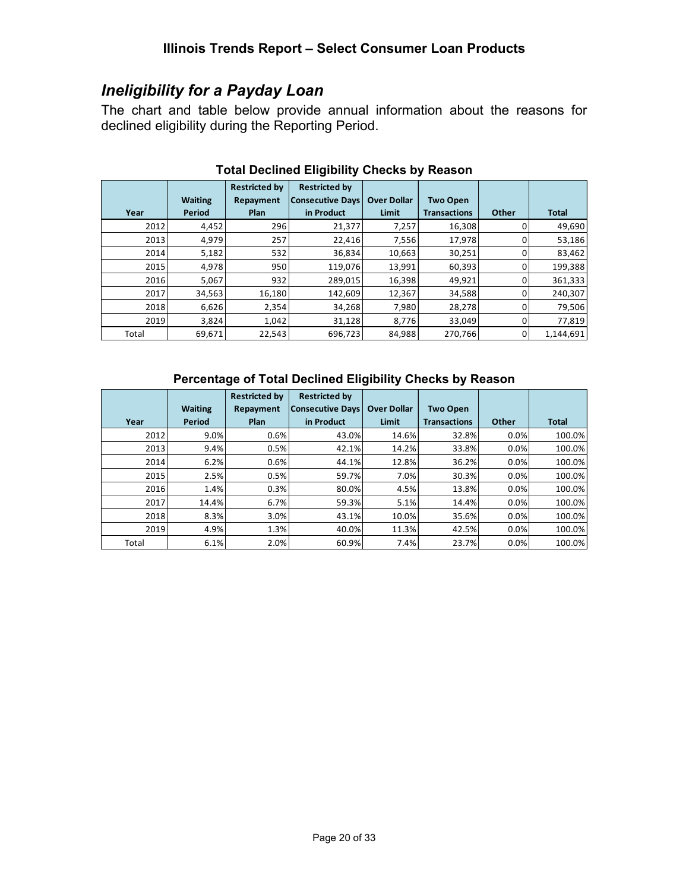## *Ineligibility for a Payday Loan*

The chart and table below provide annual information about the reasons for declined eligibility during the Reporting Period.

**Total Declined Eligibility Checks by Reason**

| Year | Waiting Period | Restricted by Repayment Plan | Restricted by Consecutive Days in Product | Over Dollar Limit | Two Open Transactions | Other | Total |
|---|---|---|---|---|---|---|---|
| 2012 | 4,452 | 296 | 21,377 | 7,257 | 16,308 | 0 | 49,690 |
| 2013 | 4,979 | 257 | 22,416 | 7,556 | 17,978 | 0 | 53,186 |
| 2014 | 5,182 | 532 | 36,834 | 10,663 | 30,251 | 0 | 83,462 |
| 2015 | 4,978 | 950 | 119,076 | 13,991 | 60,393 | 0 | 199,388 |
| 2016 | 5,067 | 932 | 289,015 | 16,398 | 49,921 | 0 | 361,333 |
| 2017 | 34,563 | 16,180 | 142,609 | 12,367 | 34,588 | 0 | 240,307 |
| 2018 | 6,626 | 2,354 | 34,268 | 7,980 | 28,278 | 0 | 79,506 |
| 2019 | 3,824 | 1,042 | 31,128 | 8,776 | 33,049 | 0 | 77,819 |
| Total | 69,671 | 22,543 | 696,723 | 84,988 | 270,766 | 0 | 1,144,691 |

**Percentage of Total Declined Eligibility Checks by Reason**

| Year | Waiting Period | Restricted by Repayment Plan | Restricted by Consecutive Days in Product | Over Dollar Limit | Two Open Transactions | Other | Total |
|---|---|---|---|---|---|---|---|
| 2012 | 9.0% | 0.6% | 43.0% | 14.6% | 32.8% | 0.0% | 100.0% |
| 2013 | 9.4% | 0.5% | 42.1% | 14.2% | 33.8% | 0.0% | 100.0% |
| 2014 | 6.2% | 0.6% | 44.1% | 12.8% | 36.2% | 0.0% | 100.0% |
| 2015 | 2.5% | 0.5% | 59.7% | 7.0% | 30.3% | 0.0% | 100.0% |
| 2016 | 1.4% | 0.3% | 80.0% | 4.5% | 13.8% | 0.0% | 100.0% |
| 2017 | 14.4% | 6.7% | 59.3% | 5.1% | 14.4% | 0.0% | 100.0% |
| 2018 | 8.3% | 3.0% | 43.1% | 10.0% | 35.6% | 0.0% | 100.0% |
| 2019 | 4.9% | 1.3% | 40.0% | 11.3% | 42.5% | 0.0% | 100.0% |
| Total | 6.1% | 2.0% | 60.9% | 7.4% | 23.7% | 0.0% | 100.0% |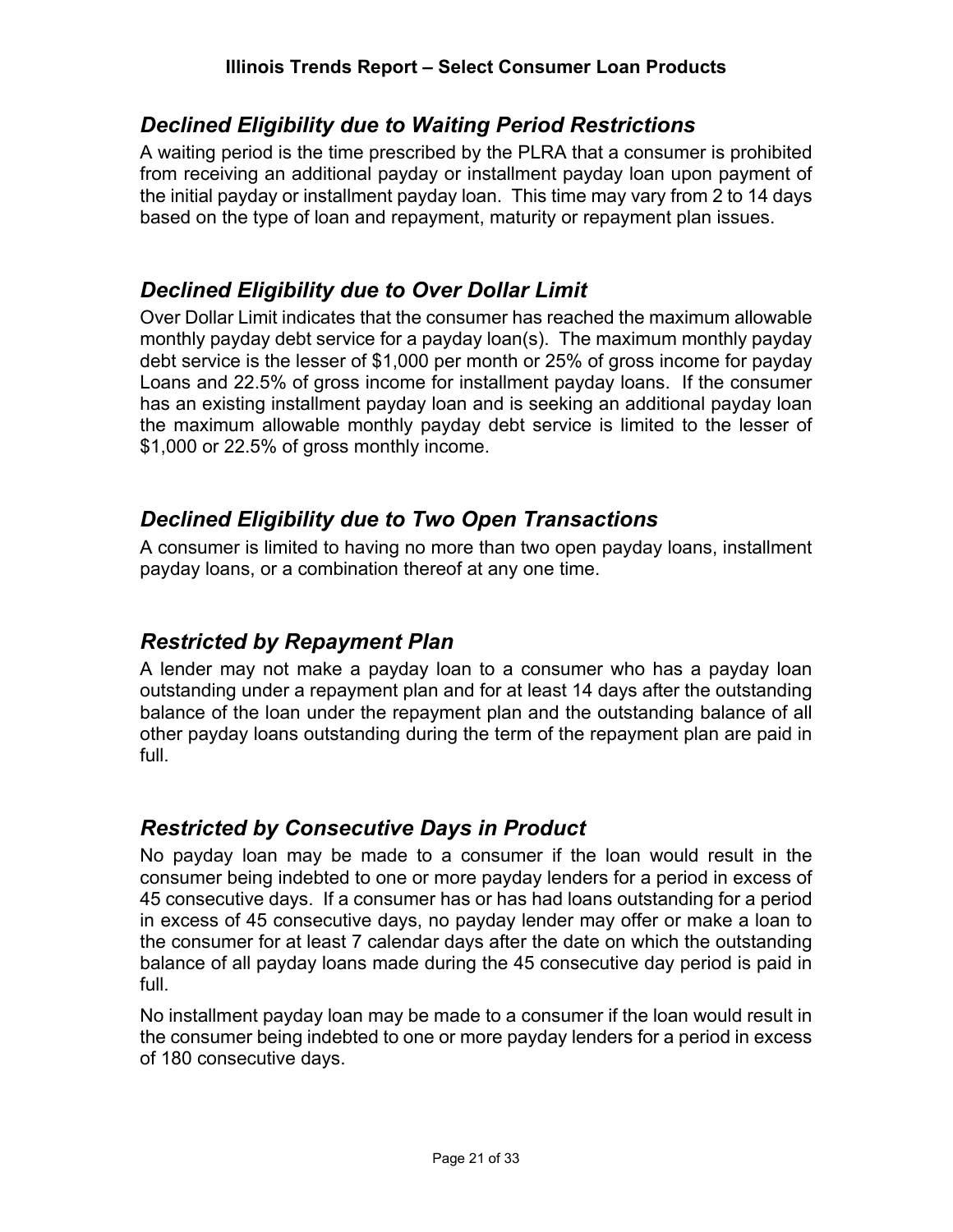## *Declined Eligibility due to Waiting Period Restrictions*

A waiting period is the time prescribed by the PLRA that a consumer is prohibited from receiving an additional payday or installment payday loan upon payment of the initial payday or installment payday loan. This time may vary from 2 to 14 days based on the type of loan and repayment, maturity or repayment plan issues.

## *Declined Eligibility due to Over Dollar Limit*

Over Dollar Limit indicates that the consumer has reached the maximum allowable monthly payday debt service for a payday loan(s). The maximum monthly payday debt service is the lesser of $1,000 per month or 25% of gross income for payday Loans and 22.5% of gross income for installment payday loans. If the consumer has an existing installment payday loan and is seeking an additional payday loan the maximum allowable monthly payday debt service is limited to the lesser of $1,000 or 22.5% of gross monthly income.

## *Declined Eligibility due to Two Open Transactions*

A consumer is limited to having no more than two open payday loans, installment payday loans, or a combination thereof at any one time.

## *Restricted by Repayment Plan*

A lender may not make a payday loan to a consumer who has a payday loan outstanding under a repayment plan and for at least 14 days after the outstanding balance of the loan under the repayment plan and the outstanding balance of all other payday loans outstanding during the term of the repayment plan are paid in full.

## *Restricted by Consecutive Days in Product*

No payday loan may be made to a consumer if the loan would result in the consumer being indebted to one or more payday lenders for a period in excess of 45 consecutive days. If a consumer has or has had loans outstanding for a period in excess of 45 consecutive days, no payday lender may offer or make a loan to the consumer for at least 7 calendar days after the date on which the outstanding balance of all payday loans made during the 45 consecutive day period is paid in full.

No installment payday loan may be made to a consumer if the loan would result in the consumer being indebted to one or more payday lenders for a period in excess of 180 consecutive days.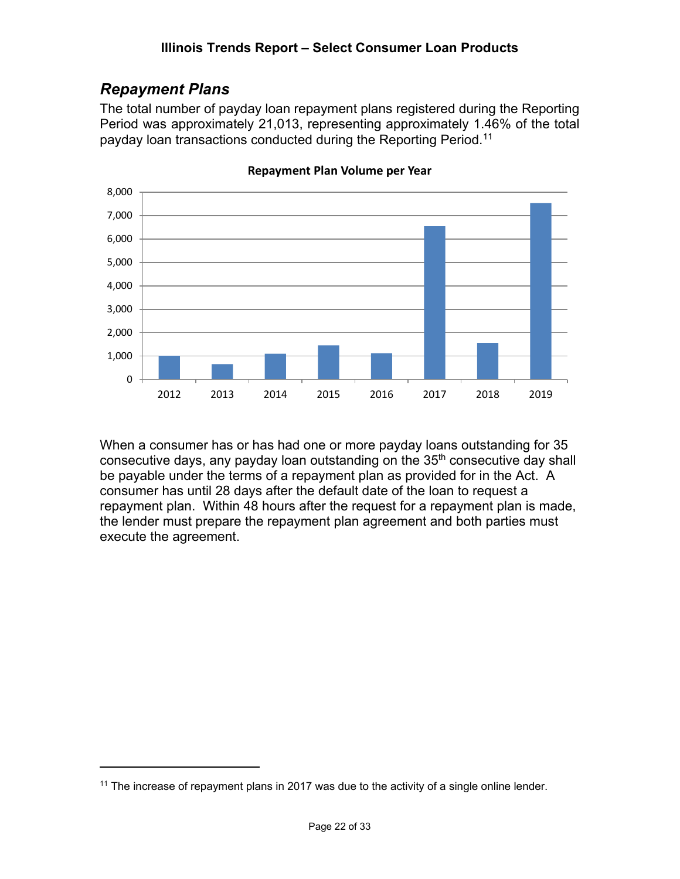## *Repayment Plans*

The total number of payday loan repayment plans registered during the Reporting Period was approximately 21,013, representing approximately 1.46% of the total payday loan transactions conducted during the Reporting Period.[11]

**Repayment Plan Volume per Year**

When a consumer has or has had one or more payday loans outstanding for 35 consecutive days, any payday loan outstanding on the 35th consecutive day shall be payable under the terms of a repayment plan as provided for in the Act. A consumer has until 28 days after the default date of the loan to request a repayment plan. Within 48 hours after the request for a repayment plan is made, the lender must prepare the repayment plan agreement and both parties must execute the agreement.

[11] The increase of repayment plans in 2017 was due to the activity of a single online lender.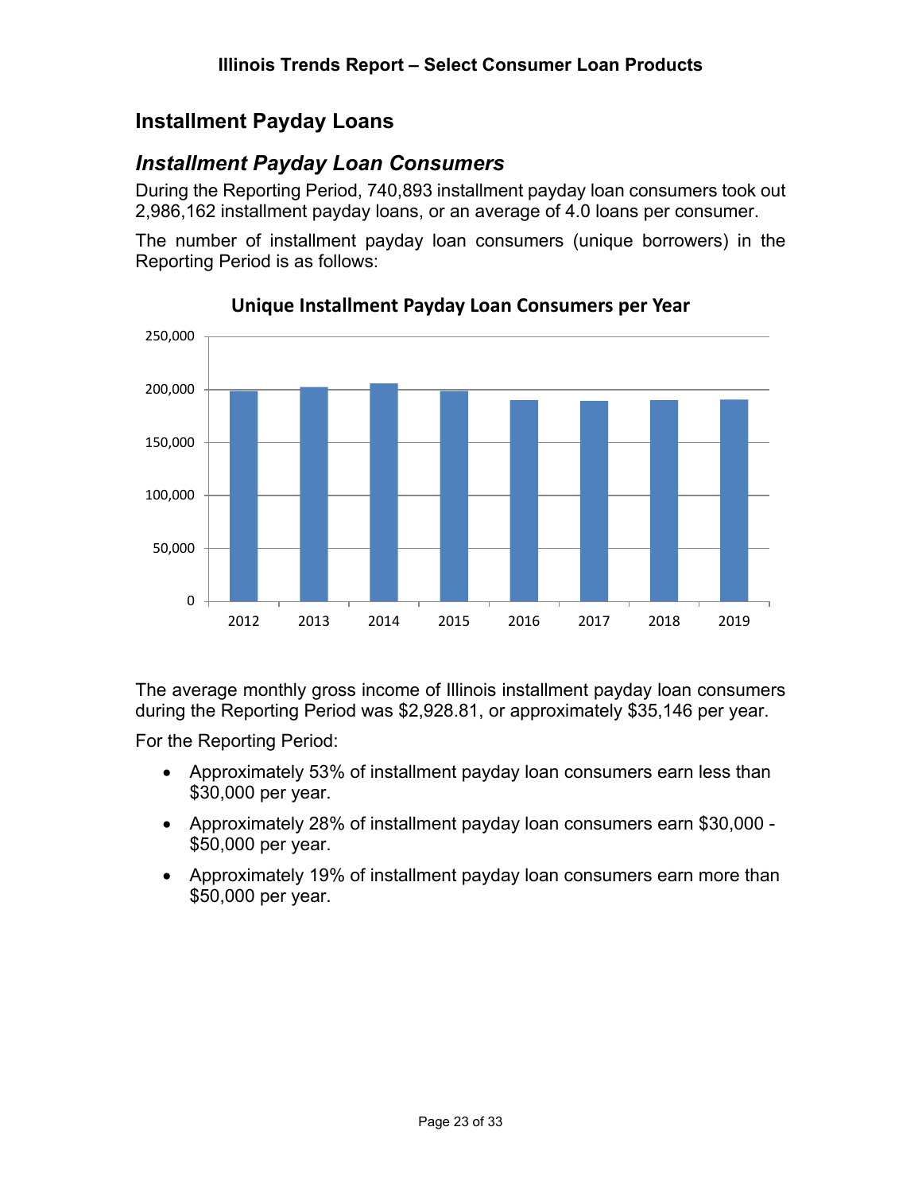## Installment Payday Loans

### *Installment Payday Loan Consumers*

During the Reporting Period, 740,893 installment payday loan consumers took out 2,986,162 installment payday loans, or an average of 4.0 loans per consumer.

The number of installment payday loan consumers (unique borrowers) in the Reporting Period is as follows:

**Unique Installment Payday Loan Consumers per Year**

The average monthly gross income of Illinois installment payday loan consumers during the Reporting Period was $2,928.81, or approximately $35,146 per year.

For the Reporting Period:

- Approximately 53% of installment payday loan consumers earn less than $30,000 per year.
- Approximately 28% of installment payday loan consumers earn $30,000 - $50,000 per year.
- Approximately 19% of installment payday loan consumers earn more than $50,000 per year.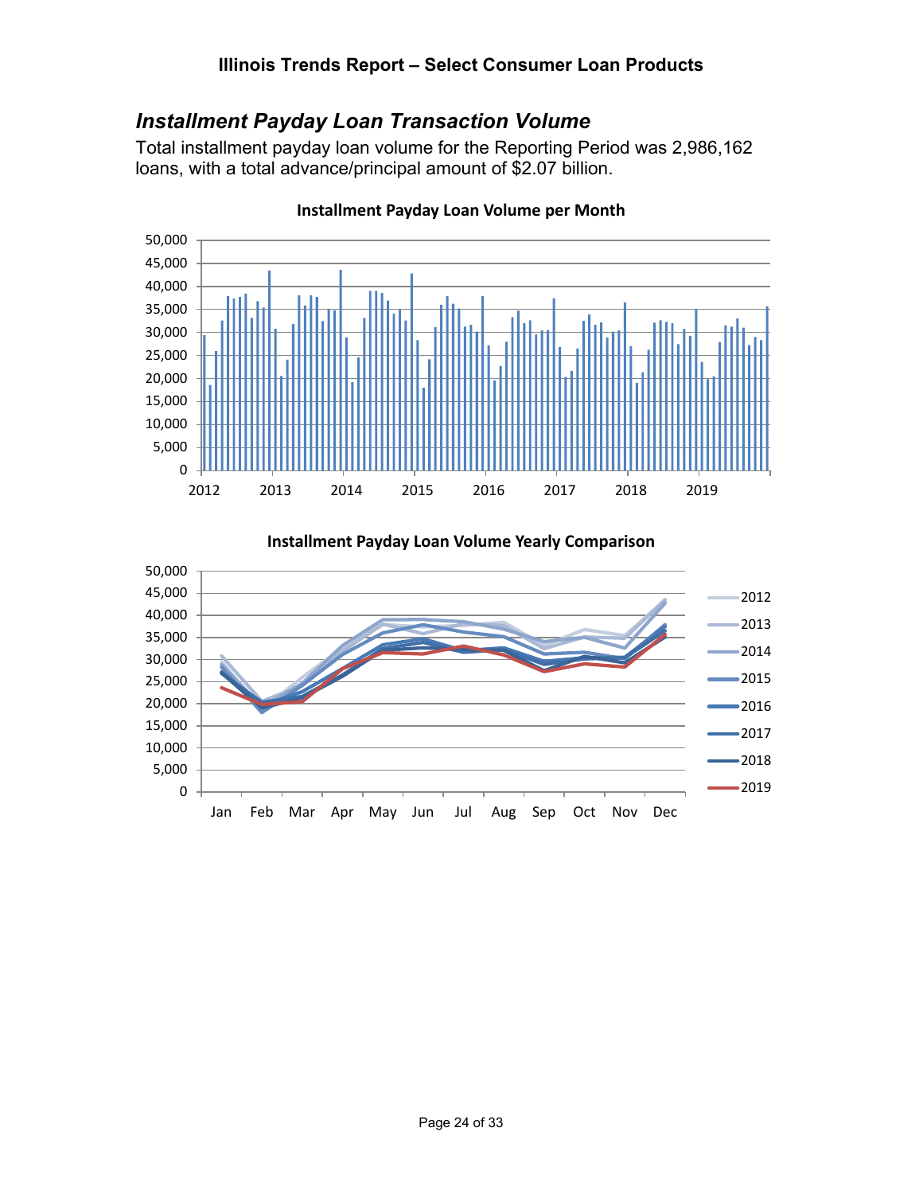## *Installment Payday Loan Transaction Volume*

Total installment payday loan volume for the Reporting Period was 2,986,162 loans, with a total advance/principal amount of $2.07 billion.

**Installment Payday Loan Volume per Month**

**Installment Payday Loan Volume Yearly Comparison**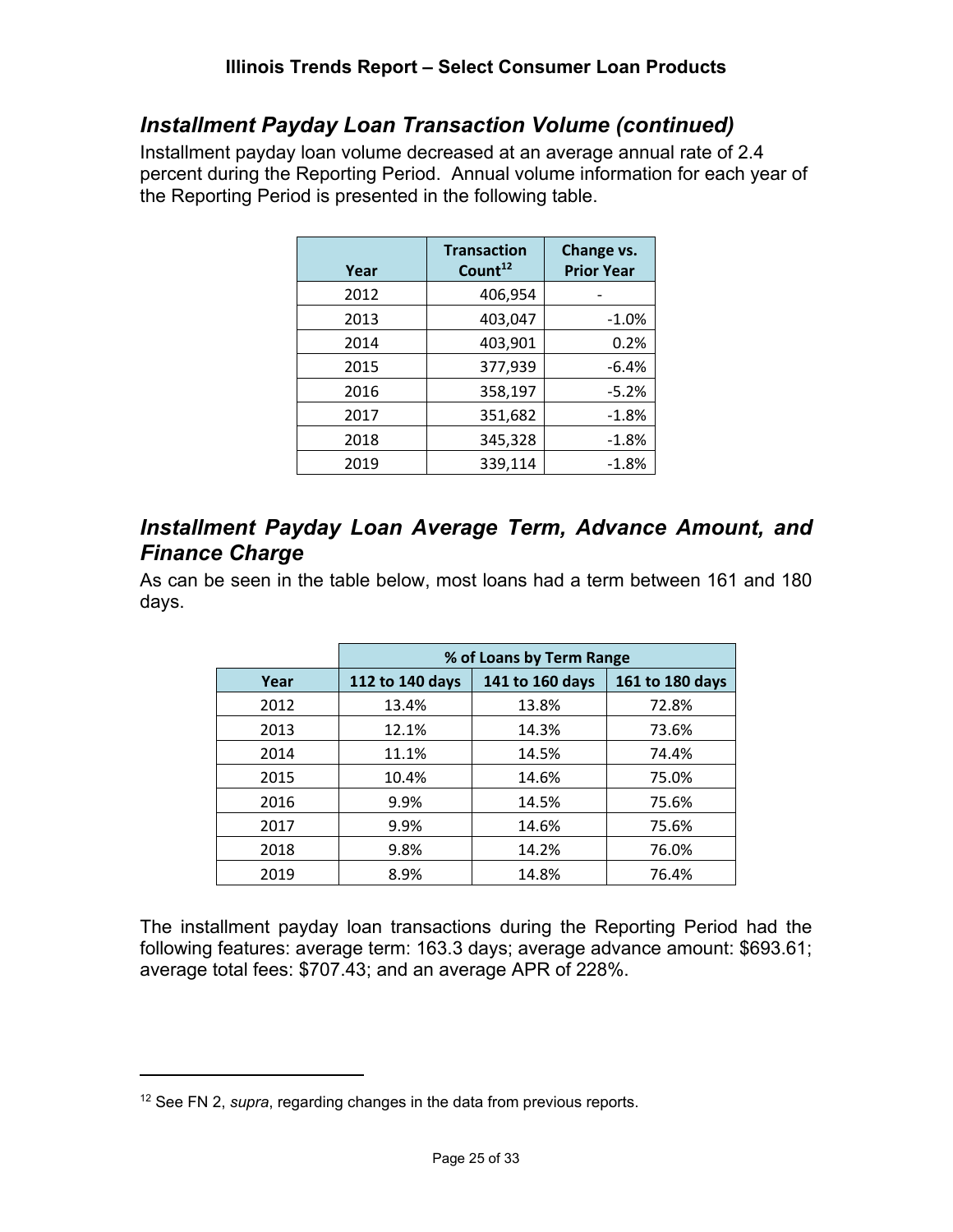## *Installment Payday Loan Transaction Volume (continued)*

Installment payday loan volume decreased at an average annual rate of 2.4 percent during the Reporting Period. Annual volume information for each year of the Reporting Period is presented in the following table.

| Year | Transaction Count[12] | Change vs. Prior Year |
|---|---|---|
| 2012 | 406,954 | - |
| 2013 | 403,047 | -1.0% |
| 2014 | 403,901 | 0.2% |
| 2015 | 377,939 | -6.4% |
| 2016 | 358,197 | -5.2% |
| 2017 | 351,682 | -1.8% |
| 2018 | 345,328 | -1.8% |
| 2019 | 339,114 | -1.8% |

## *Installment Payday Loan Average Term, Advance Amount, and Finance Charge*

As can be seen in the table below, most loans had a term between 161 and 180 days.

| | % of Loans by Term Range | | |
|---|---|---|---|
| Year | 112 to 140 days | 141 to 160 days | 161 to 180 days |
| 2012 | 13.4% | 13.8% | 72.8% |
| 2013 | 12.1% | 14.3% | 73.6% |
| 2014 | 11.1% | 14.5% | 74.4% |
| 2015 | 10.4% | 14.6% | 75.0% |
| 2016 | 9.9% | 14.5% | 75.6% |
| 2017 | 9.9% | 14.6% | 75.6% |
| 2018 | 9.8% | 14.2% | 76.0% |
| 2019 | 8.9% | 14.8% | 76.4% |

The installment payday loan transactions during the Reporting Period had the following features: average term: 163.3 days; average advance amount: $693.61; average total fees: $707.43; and an average APR of 228%.

[12] See FN 2, *supra*, regarding changes in the data from previous reports.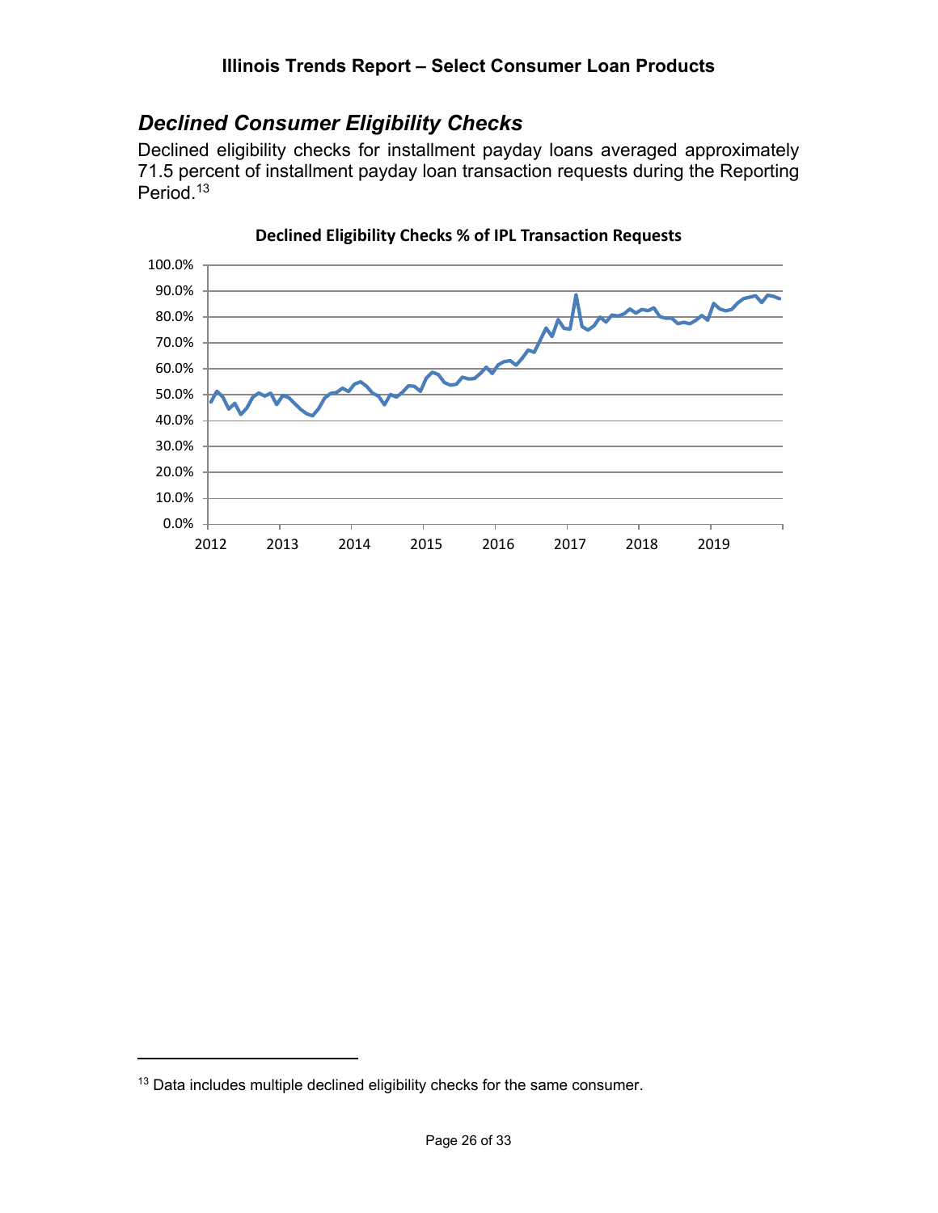## *Declined Consumer Eligibility Checks*

Declined eligibility checks for installment payday loans averaged approximately 71.5 percent of installment payday loan transaction requests during the Reporting Period.[13]

**Declined Eligibility Checks % of IPL Transaction Requests**

---

[13] Data includes multiple declined eligibility checks for the same consumer.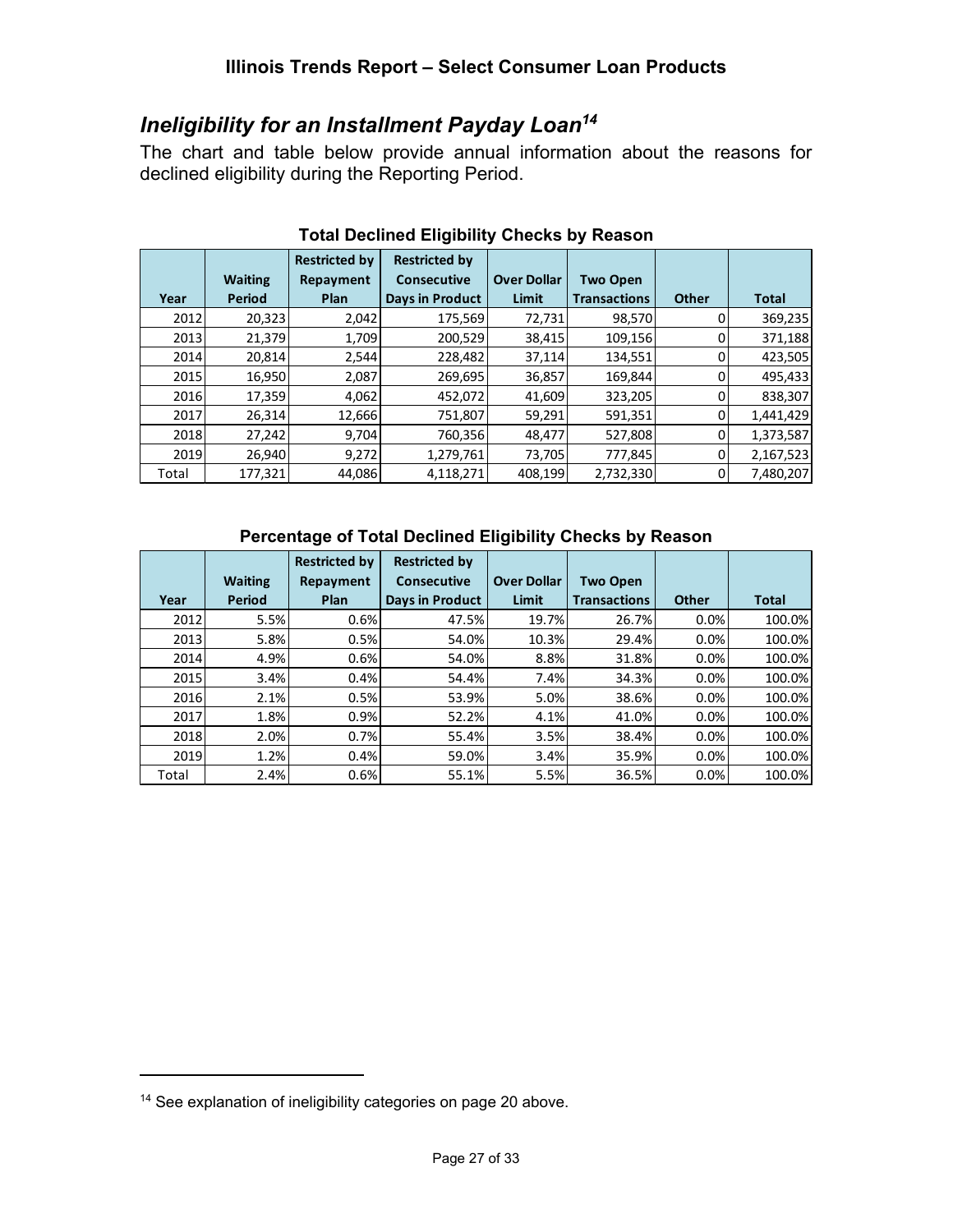## *Ineligibility for an Installment Payday Loan*[14]

The chart and table below provide annual information about the reasons for declined eligibility during the Reporting Period.

**Total Declined Eligibility Checks by Reason**

| Year | Waiting Period | Restricted by Repayment Plan | Restricted by Consecutive Days in Product | Over Dollar Limit | Two Open Transactions | Other | Total |
|---|---|---|---|---|---|---|---|
| 2012 | 20,323 | 2,042 | 175,569 | 72,731 | 98,570 | 0 | 369,235 |
| 2013 | 21,379 | 1,709 | 200,529 | 38,415 | 109,156 | 0 | 371,188 |
| 2014 | 20,814 | 2,544 | 228,482 | 37,114 | 134,551 | 0 | 423,505 |
| 2015 | 16,950 | 2,087 | 269,695 | 36,857 | 169,844 | 0 | 495,433 |
| 2016 | 17,359 | 4,062 | 452,072 | 41,609 | 323,205 | 0 | 838,307 |
| 2017 | 26,314 | 12,666 | 751,807 | 59,291 | 591,351 | 0 | 1,441,429 |
| 2018 | 27,242 | 9,704 | 760,356 | 48,477 | 527,808 | 0 | 1,373,587 |
| 2019 | 26,940 | 9,272 | 1,279,761 | 73,705 | 777,845 | 0 | 2,167,523 |
| Total | 177,321 | 44,086 | 4,118,271 | 408,199 | 2,732,330 | 0 | 7,480,207 |

**Percentage of Total Declined Eligibility Checks by Reason**

| Year | Waiting Period | Restricted by Repayment Plan | Restricted by Consecutive Days in Product | Over Dollar Limit | Two Open Transactions | Other | Total |
|---|---|---|---|---|---|---|---|
| 2012 | 5.5% | 0.6% | 47.5% | 19.7% | 26.7% | 0.0% | 100.0% |
| 2013 | 5.8% | 0.5% | 54.0% | 10.3% | 29.4% | 0.0% | 100.0% |
| 2014 | 4.9% | 0.6% | 54.0% | 8.8% | 31.8% | 0.0% | 100.0% |
| 2015 | 3.4% | 0.4% | 54.4% | 7.4% | 34.3% | 0.0% | 100.0% |
| 2016 | 2.1% | 0.5% | 53.9% | 5.0% | 38.6% | 0.0% | 100.0% |
| 2017 | 1.8% | 0.9% | 52.2% | 4.1% | 41.0% | 0.0% | 100.0% |
| 2018 | 2.0% | 0.7% | 55.4% | 3.5% | 38.4% | 0.0% | 100.0% |
| 2019 | 1.2% | 0.4% | 59.0% | 3.4% | 35.9% | 0.0% | 100.0% |
| Total | 2.4% | 0.6% | 55.1% | 5.5% | 36.5% | 0.0% | 100.0% |

[14] See explanation of ineligibility categories on page 20 above.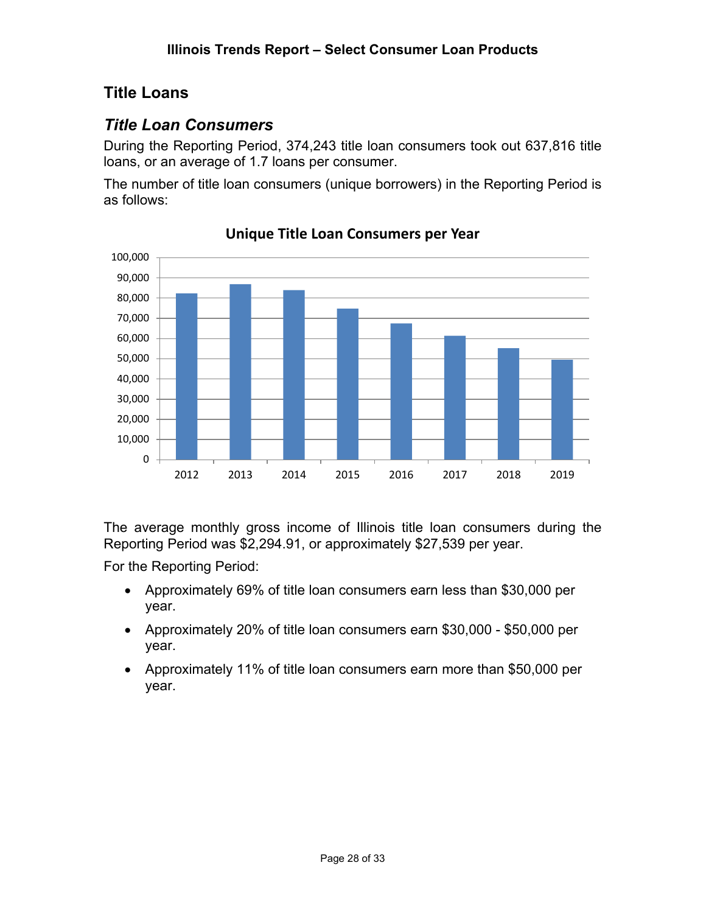# Title Loans

## *Title Loan Consumers*

During the Reporting Period, 374,243 title loan consumers took out 637,816 title loans, or an average of 1.7 loans per consumer.

The number of title loan consumers (unique borrowers) in the Reporting Period is as follows:

**Unique Title Loan Consumers per Year**

The average monthly gross income of Illinois title loan consumers during the Reporting Period was $2,294.91, or approximately $27,539 per year.

For the Reporting Period:

- Approximately 69% of title loan consumers earn less than $30,000 per year.
- Approximately 20% of title loan consumers earn $30,000 - $50,000 per year.
- Approximately 11% of title loan consumers earn more than $50,000 per year.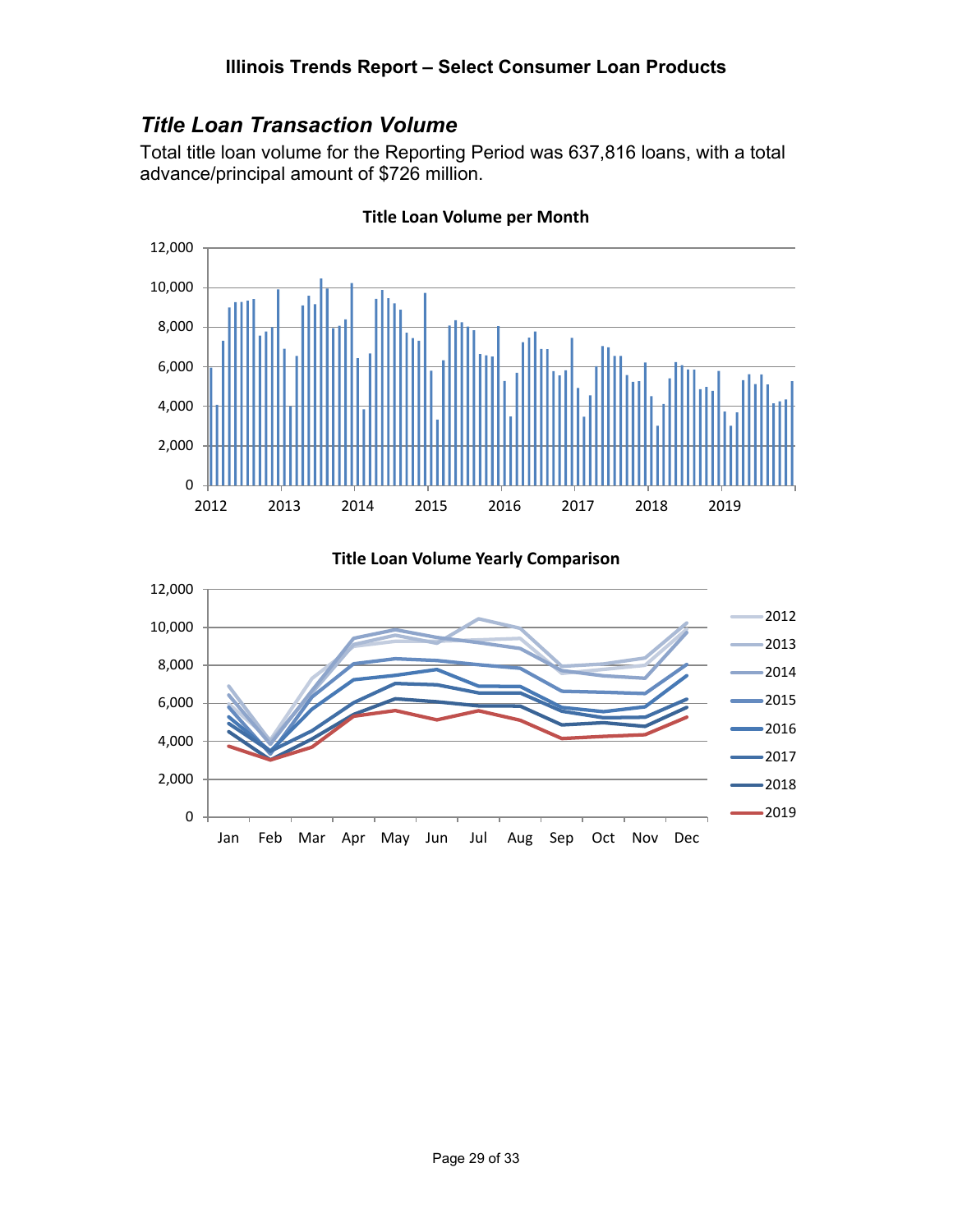## *Title Loan Transaction Volume*

Total title loan volume for the Reporting Period was 637,816 loans, with a total advance/principal amount of $726 million.

**Title Loan Volume per Month**

**Title Loan Volume Yearly Comparison**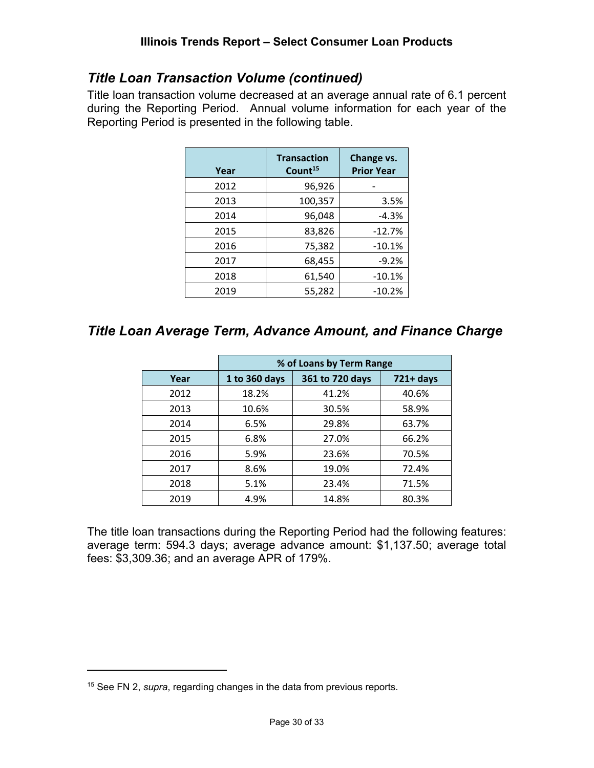## *Title Loan Transaction Volume (continued)*

Title loan transaction volume decreased at an average annual rate of 6.1 percent during the Reporting Period. Annual volume information for each year of the Reporting Period is presented in the following table.

| Year | Transaction Count[15] | Change vs. Prior Year |
|---|---|---|
| 2012 | 96,926 | - |
| 2013 | 100,357 | 3.5% |
| 2014 | 96,048 | -4.3% |
| 2015 | 83,826 | -12.7% |
| 2016 | 75,382 | -10.1% |
| 2017 | 68,455 | -9.2% |
| 2018 | 61,540 | -10.1% |
| 2019 | 55,282 | -10.2% |

## *Title Loan Average Term, Advance Amount, and Finance Charge*

| | % of Loans by Term Range | | |
|---|---|---|---|
| **Year** | **1 to 360 days** | **361 to 720 days** | **721+ days** |
| 2012 | 18.2% | 41.2% | 40.6% |
| 2013 | 10.6% | 30.5% | 58.9% |
| 2014 | 6.5% | 29.8% | 63.7% |
| 2015 | 6.8% | 27.0% | 66.2% |
| 2016 | 5.9% | 23.6% | 70.5% |
| 2017 | 8.6% | 19.0% | 72.4% |
| 2018 | 5.1% | 23.4% | 71.5% |
| 2019 | 4.9% | 14.8% | 80.3% |

The title loan transactions during the Reporting Period had the following features: average term: 594.3 days; average advance amount: $1,137.50; average total fees: $3,309.36; and an average APR of 179%.

---

[15] See FN 2, *supra*, regarding changes in the data from previous reports.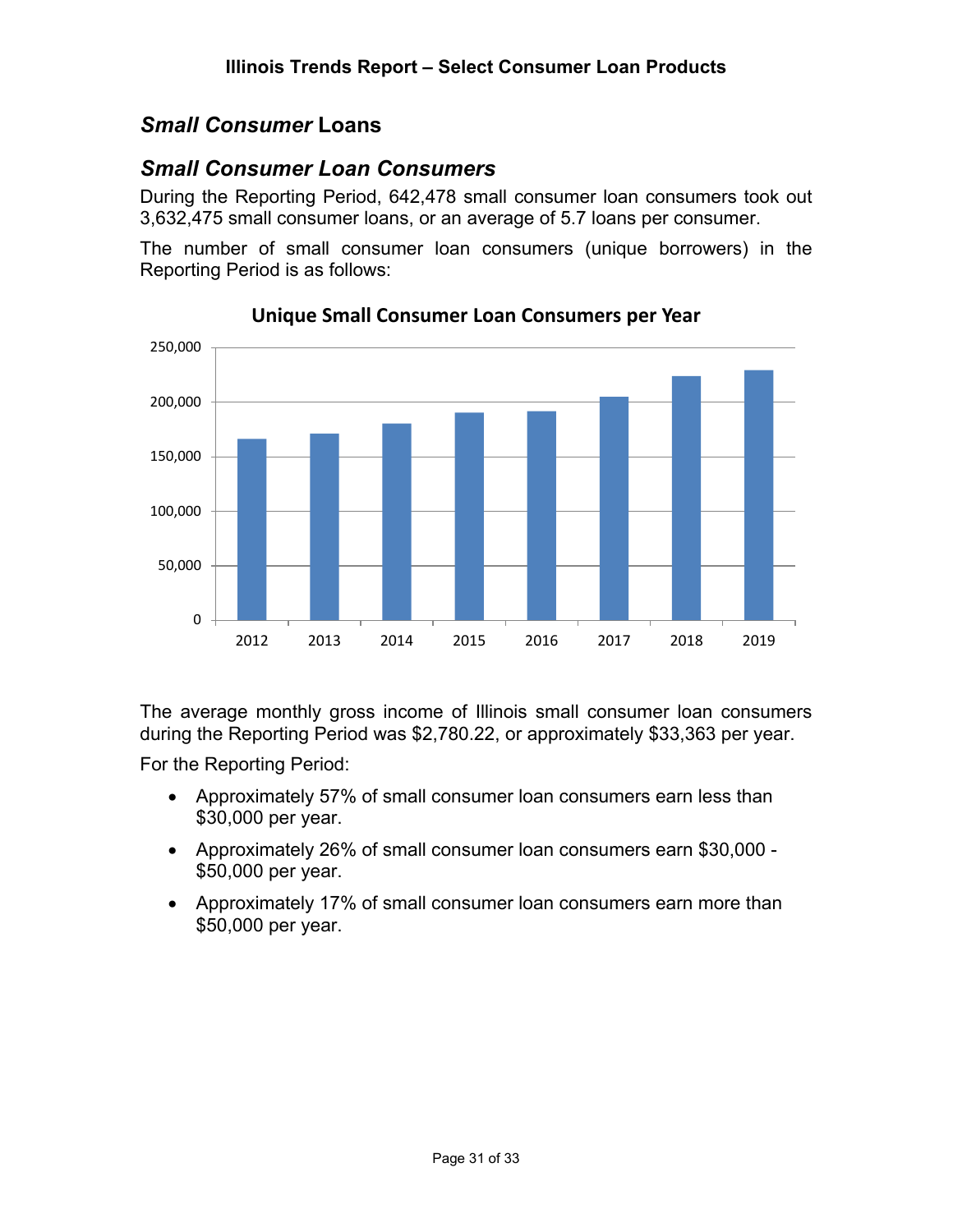## *Small Consumer* Loans

### *Small Consumer Loan Consumers*

During the Reporting Period, 642,478 small consumer loan consumers took out 3,632,475 small consumer loans, or an average of 5.7 loans per consumer.

The number of small consumer loan consumers (unique borrowers) in the Reporting Period is as follows:

**Unique Small Consumer Loan Consumers per Year**

The average monthly gross income of Illinois small consumer loan consumers during the Reporting Period was $2,780.22, or approximately $33,363 per year.

For the Reporting Period:

- Approximately 57% of small consumer loan consumers earn less than $30,000 per year.
- Approximately 26% of small consumer loan consumers earn $30,000 - $50,000 per year.
- Approximately 17% of small consumer loan consumers earn more than $50,000 per year.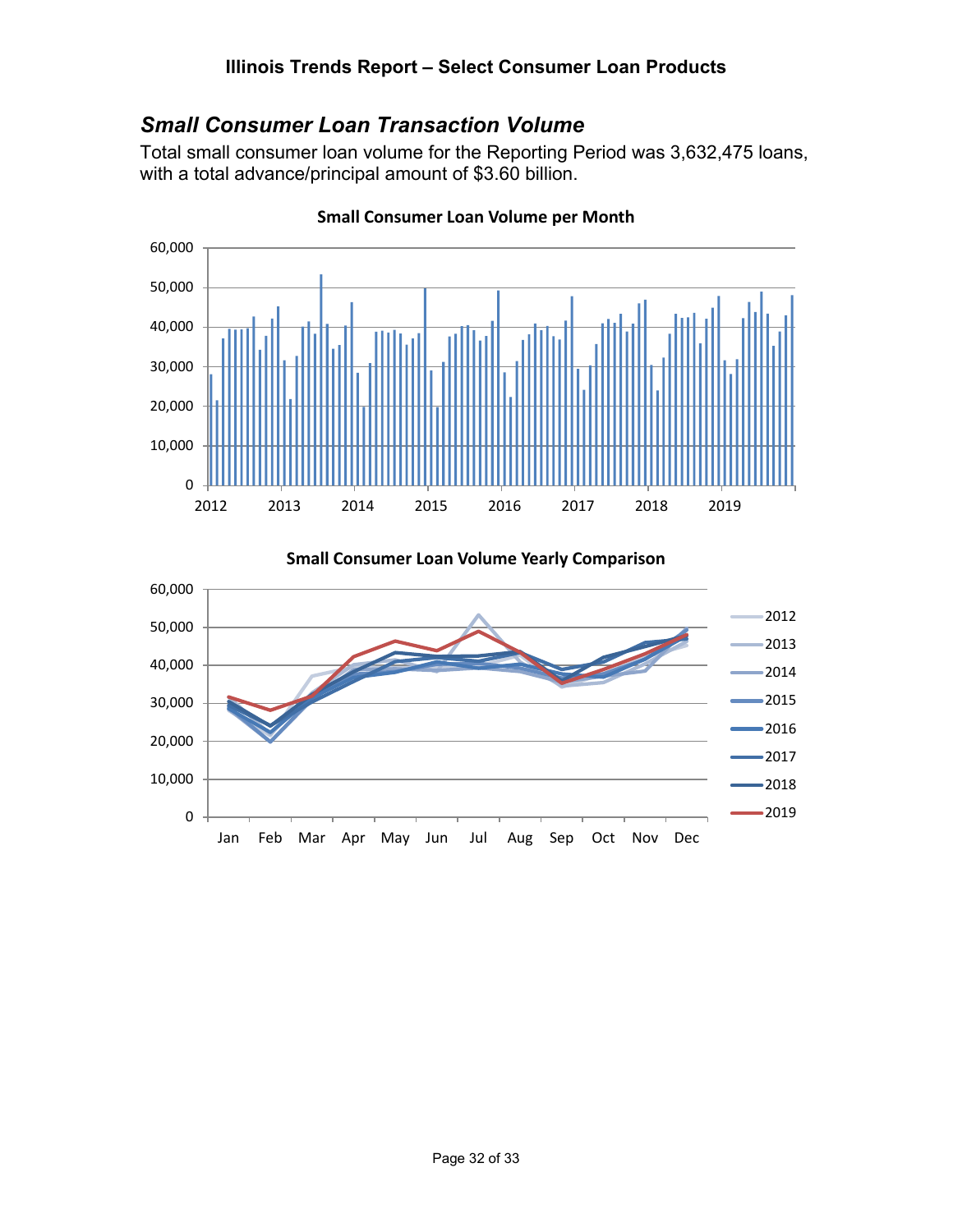## *Small Consumer Loan Transaction Volume*

Total small consumer loan volume for the Reporting Period was 3,632,475 loans, with a total advance/principal amount of $3.60 billion.

**Small Consumer Loan Volume per Month**

**Small Consumer Loan Volume Yearly Comparison**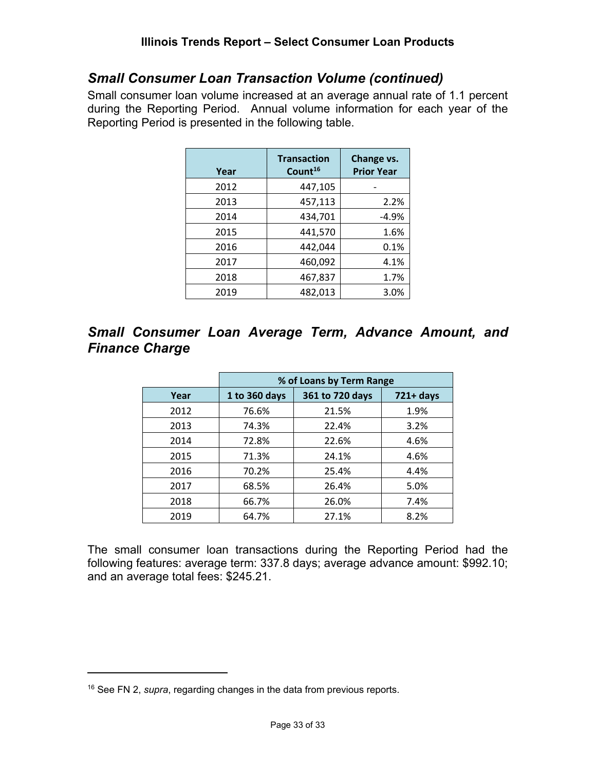## *Small Consumer Loan Transaction Volume (continued)*

Small consumer loan volume increased at an average annual rate of 1.1 percent during the Reporting Period. Annual volume information for each year of the Reporting Period is presented in the following table.

| Year | Transaction Count[16] | Change vs. Prior Year |
|---|---|---|
| 2012 | 447,105 | - |
| 2013 | 457,113 | 2.2% |
| 2014 | 434,701 | -4.9% |
| 2015 | 441,570 | 1.6% |
| 2016 | 442,044 | 0.1% |
| 2017 | 460,092 | 4.1% |
| 2018 | 467,837 | 1.7% |
| 2019 | 482,013 | 3.0% |

## *Small Consumer Loan Average Term, Advance Amount, and Finance Charge*

| | % of Loans by Term Range | | |
|---|---|---|---|
| Year | 1 to 360 days | 361 to 720 days | 721+ days |
| 2012 | 76.6% | 21.5% | 1.9% |
| 2013 | 74.3% | 22.4% | 3.2% |
| 2014 | 72.8% | 22.6% | 4.6% |
| 2015 | 71.3% | 24.1% | 4.6% |
| 2016 | 70.2% | 25.4% | 4.4% |
| 2017 | 68.5% | 26.4% | 5.0% |
| 2018 | 66.7% | 26.0% | 7.4% |
| 2019 | 64.7% | 27.1% | 8.2% |

The small consumer loan transactions during the Reporting Period had the following features: average term: 337.8 days; average advance amount: $992.10; and an average total fees: $245.21.

[16] See FN 2, *supra*, regarding changes in the data from previous reports.